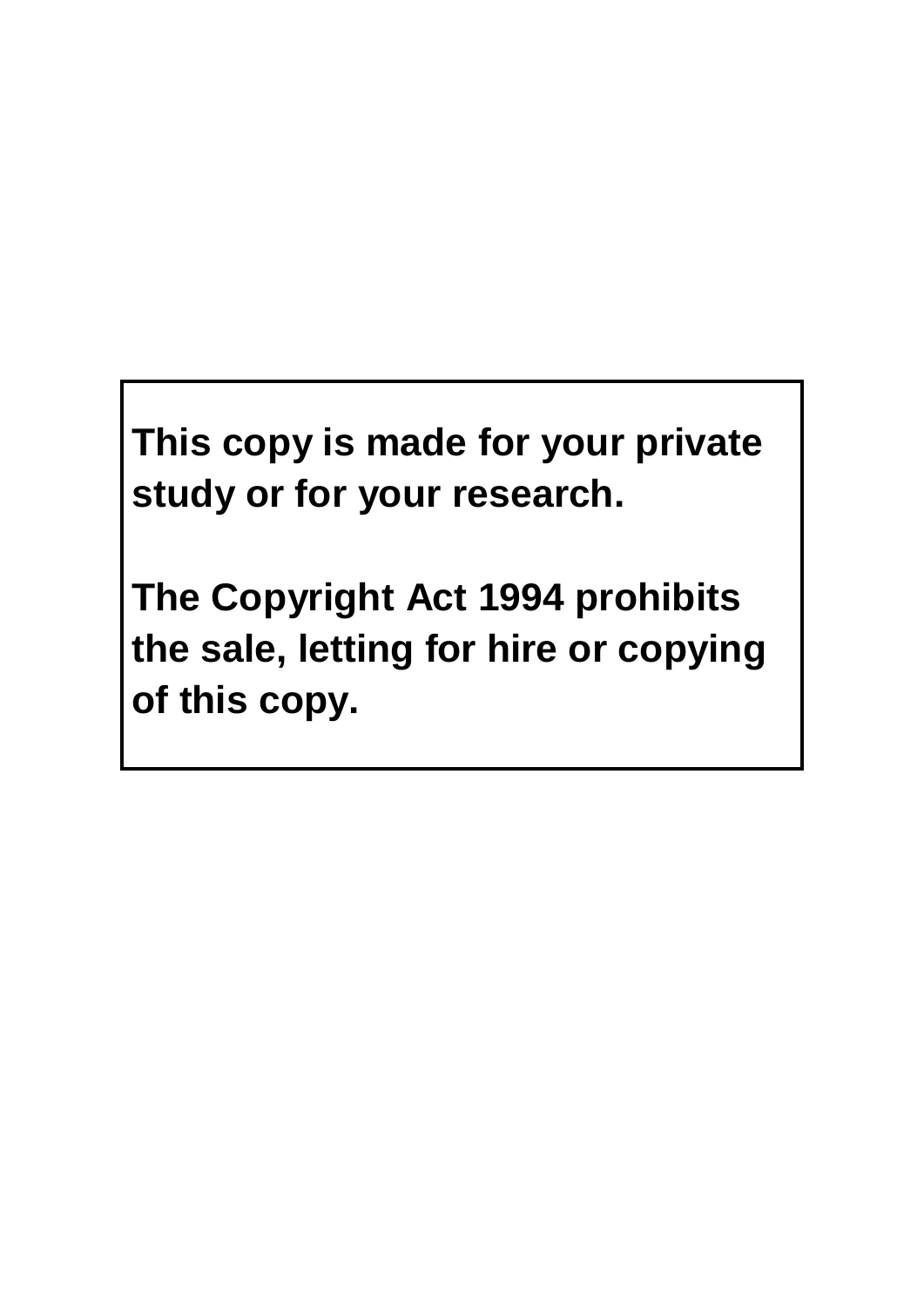**This copy is made for your private study or for your research.**

**The Copyright Act 1994 prohibits the sale, letting for hire or copying of this copy.**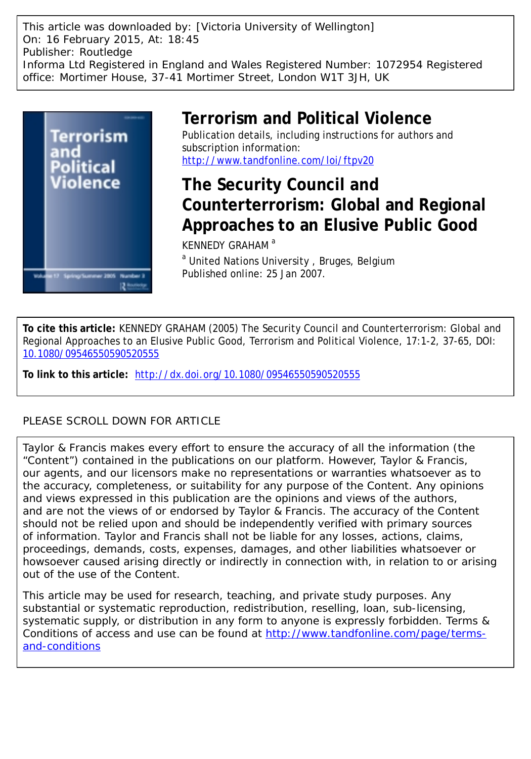This article was downloaded by: [Victoria University of Wellington]
On: 16 February 2015, At: 18:45
Publisher: Routledge
Informa Ltd Registered in England and Wales Registered Number: 1072954 Registered office: Mortimer House, 37-41 Mortimer Street, London W1T 3JH, UK

# Terrorism and Political Violence

Publication details, including instructions for authors and subscription information:
http://www.tandfonline.com/loi/ftpv20

# The Security Council and Counterterrorism: Global and Regional Approaches to an Elusive Public Good

KENNEDY GRAHAM [a]

[a] United Nations University , Bruges, Belgium
Published online: 25 Jan 2007.

**To cite this article:** KENNEDY GRAHAM (2005) The Security Council and Counterterrorism: Global and Regional Approaches to an Elusive Public Good, Terrorism and Political Violence, 17:1-2, 37-65, DOI: 10.1080/09546550590520555

**To link to this article:** http://dx.doi.org/10.1080/09546550590520555

PLEASE SCROLL DOWN FOR ARTICLE

Taylor & Francis makes every effort to ensure the accuracy of all the information (the "Content") contained in the publications on our platform. However, Taylor & Francis, our agents, and our licensors make no representations or warranties whatsoever as to the accuracy, completeness, or suitability for any purpose of the Content. Any opinions and views expressed in this publication are the opinions and views of the authors, and are not the views of or endorsed by Taylor & Francis. The accuracy of the Content should not be relied upon and should be independently verified with primary sources of information. Taylor and Francis shall not be liable for any losses, actions, claims, proceedings, demands, costs, expenses, damages, and other liabilities whatsoever or howsoever caused arising directly or indirectly in connection with, in relation to or arising out of the use of the Content.

This article may be used for research, teaching, and private study purposes. Any substantial or systematic reproduction, redistribution, reselling, loan, sub-licensing, systematic supply, or distribution in any form to anyone is expressly forbidden. Terms & Conditions of access and use can be found at http://www.tandfonline.com/page/terms-and-conditions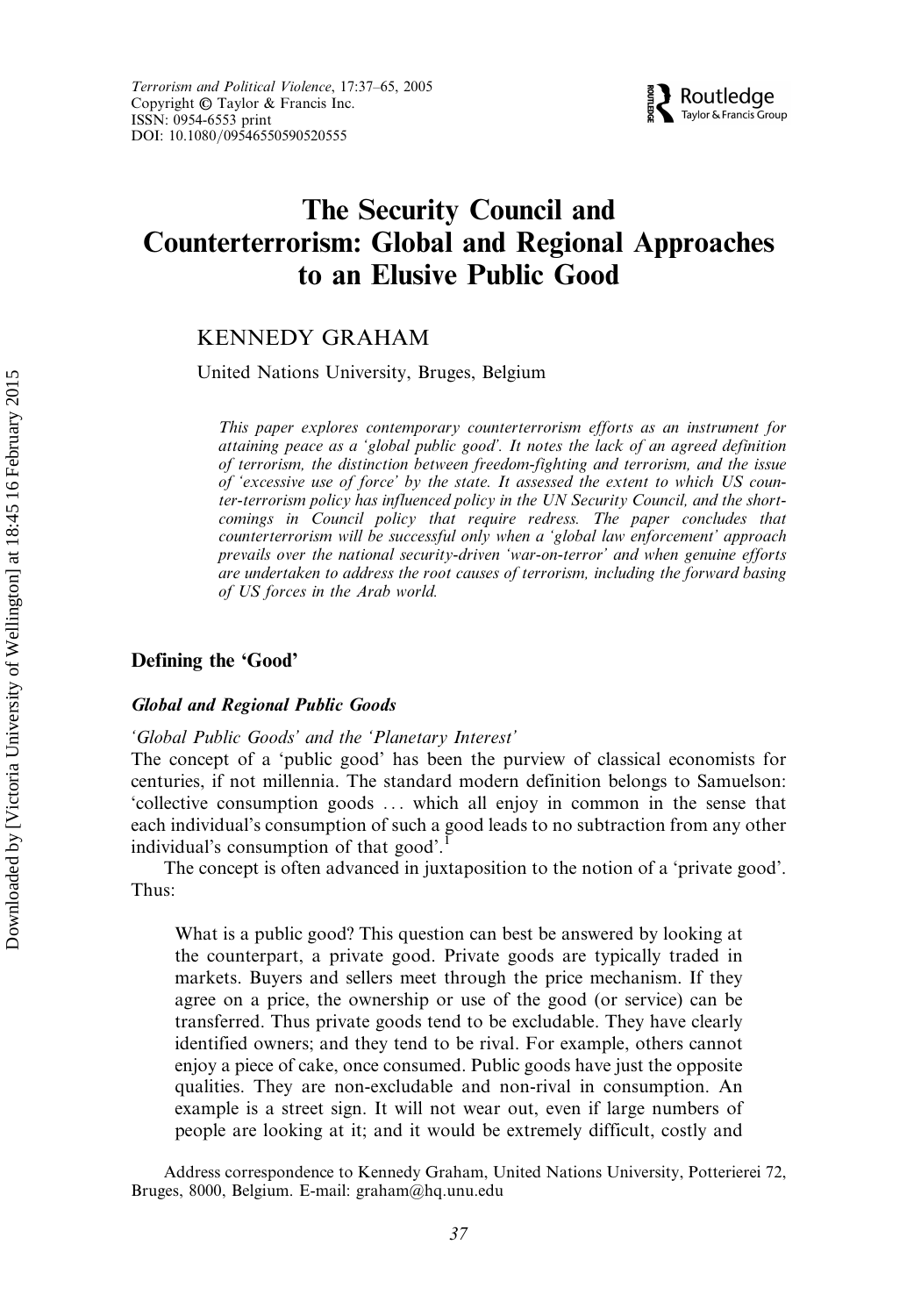# The Security Council and Counterterrorism: Global and Regional Approaches to an Elusive Public Good

KENNEDY GRAHAM

United Nations University, Bruges, Belgium

*This paper explores contemporary counterterrorism efforts as an instrument for attaining peace as a 'global public good'. It notes the lack of an agreed definition of terrorism, the distinction between freedom-fighting and terrorism, and the issue of 'excessive use of force' by the state. It assessed the extent to which US counter-terrorism policy has influenced policy in the UN Security Council, and the shortcomings in Council policy that require redress. The paper concludes that counterterrorism will be successful only when a 'global law enforcement' approach prevails over the national security-driven 'war-on-terror' and when genuine efforts are undertaken to address the root causes of terrorism, including the forward basing of US forces in the Arab world.*

## Defining the 'Good'

### *Global and Regional Public Goods*

*'Global Public Goods' and the 'Planetary Interest'*

The concept of a 'public good' has been the purview of classical economists for centuries, if not millennia. The standard modern definition belongs to Samuelson: 'collective consumption goods ... which all enjoy in common in the sense that each individual's consumption of such a good leads to no subtraction from any other individual's consumption of that good'.[1]

The concept is often advanced in juxtaposition to the notion of a 'private good'. Thus:

> What is a public good? This question can best be answered by looking at the counterpart, a private good. Private goods are typically traded in markets. Buyers and sellers meet through the price mechanism. If they agree on a price, the ownership or use of the good (or service) can be transferred. Thus private goods tend to be excludable. They have clearly identified owners; and they tend to be rival. For example, others cannot enjoy a piece of cake, once consumed. Public goods have just the opposite qualities. They are non-excludable and non-rival in consumption. An example is a street sign. It will not wear out, even if large numbers of people are looking at it; and it would be extremely difficult, costly and

Address correspondence to Kennedy Graham, United Nations University, Potterierei 72, Bruges, 8000, Belgium. E-mail: graham@hq.unu.edu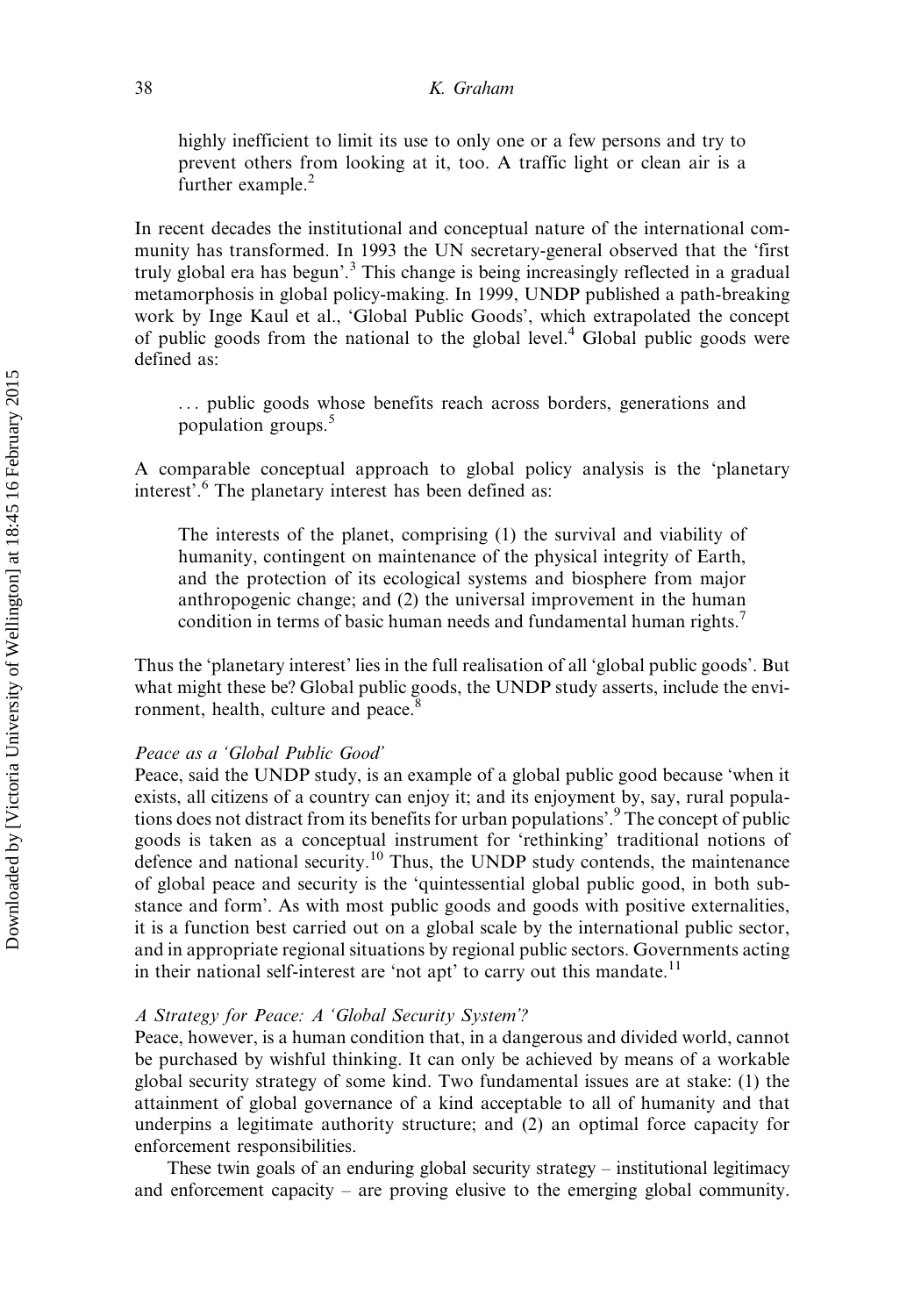> highly inefficient to limit its use to only one or a few persons and try to prevent others from looking at it, too. A traffic light or clean air is a further example.[2]

In recent decades the institutional and conceptual nature of the international community has transformed. In 1993 the UN secretary-general observed that the 'first truly global era has begun'.[3] This change is being increasingly reflected in a gradual metamorphosis in global policy-making. In 1999, UNDP published a path-breaking work by Inge Kaul et al., 'Global Public Goods', which extrapolated the concept of public goods from the national to the global level.[4] Global public goods were defined as:

> . . . public goods whose benefits reach across borders, generations and population groups.[5]

A comparable conceptual approach to global policy analysis is the 'planetary interest'.[6] The planetary interest has been defined as:

> The interests of the planet, comprising (1) the survival and viability of humanity, contingent on maintenance of the physical integrity of Earth, and the protection of its ecological systems and biosphere from major anthropogenic change; and (2) the universal improvement in the human condition in terms of basic human needs and fundamental human rights.[7]

Thus the 'planetary interest' lies in the full realisation of all 'global public goods'. But what might these be? Global public goods, the UNDP study asserts, include the environment, health, culture and peace.[8]

*Peace as a 'Global Public Good'*

Peace, said the UNDP study, is an example of a global public good because 'when it exists, all citizens of a country can enjoy it; and its enjoyment by, say, rural populations does not distract from its benefits for urban populations'.[9] The concept of public goods is taken as a conceptual instrument for 'rethinking' traditional notions of defence and national security.[10] Thus, the UNDP study contends, the maintenance of global peace and security is the 'quintessential global public good, in both substance and form'. As with most public goods and goods with positive externalities, it is a function best carried out on a global scale by the international public sector, and in appropriate regional situations by regional public sectors. Governments acting in their national self-interest are 'not apt' to carry out this mandate.[11]

*A Strategy for Peace: A 'Global Security System'?*

Peace, however, is a human condition that, in a dangerous and divided world, cannot be purchased by wishful thinking. It can only be achieved by means of a workable global security strategy of some kind. Two fundamental issues are at stake: (1) the attainment of global governance of a kind acceptable to all of humanity and that underpins a legitimate authority structure; and (2) an optimal force capacity for enforcement responsibilities.

These twin goals of an enduring global security strategy – institutional legitimacy and enforcement capacity – are proving elusive to the emerging global community.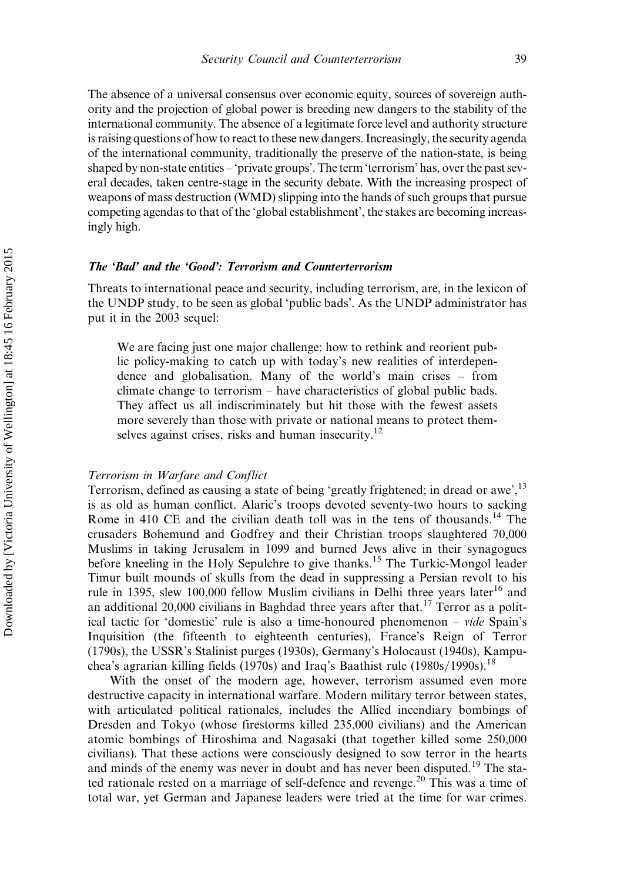The absence of a universal consensus over economic equity, sources of sovereign authority and the projection of global power is breeding new dangers to the stability of the international community. The absence of a legitimate force level and authority structure is raising questions of how to react to these new dangers. Increasingly, the security agenda of the international community, traditionally the preserve of the nation-state, is being shaped by non-state entities – 'private groups'. The term 'terrorism' has, over the past several decades, taken centre-stage in the security debate. With the increasing prospect of weapons of mass destruction (WMD) slipping into the hands of such groups that pursue competing agendas to that of the 'global establishment', the stakes are becoming increasingly high.

### *The 'Bad' and the 'Good': Terrorism and Counterterrorism*

Threats to international peace and security, including terrorism, are, in the lexicon of the UNDP study, to be seen as global 'public bads'. As the UNDP administrator has put it in the 2003 sequel:

> We are facing just one major challenge: how to rethink and reorient public policy-making to catch up with today's new realities of interdependence and globalisation. Many of the world's main crises – from climate change to terrorism – have characteristics of global public bads. They affect us all indiscriminately but hit those with the fewest assets more severely than those with private or national means to protect themselves against crises, risks and human insecurity.[12]

#### *Terrorism in Warfare and Conflict*

Terrorism, defined as causing a state of being 'greatly frightened; in dread or awe',[13] is as old as human conflict. Alaric's troops devoted seventy-two hours to sacking Rome in 410 CE and the civilian death toll was in the tens of thousands.[14] The crusaders Bohemund and Godfrey and their Christian troops slaughtered 70,000 Muslims in taking Jerusalem in 1099 and burned Jews alive in their synagogues before kneeling in the Holy Sepulchre to give thanks.[15] The Turkic-Mongol leader Timur built mounds of skulls from the dead in suppressing a Persian revolt to his rule in 1395, slew 100,000 fellow Muslim civilians in Delhi three years later[16] and an additional 20,000 civilians in Baghdad three years after that.[17] Terror as a political tactic for 'domestic' rule is also a time-honoured phenomenon – *vide* Spain's Inquisition (the fifteenth to eighteenth centuries), France's Reign of Terror (1790s), the USSR's Stalinist purges (1930s), Germany's Holocaust (1940s), Kampuchea's agrarian killing fields (1970s) and Iraq's Baathist rule (1980s/1990s).[18]

With the onset of the modern age, however, terrorism assumed even more destructive capacity in international warfare. Modern military terror between states, with articulated political rationales, includes the Allied incendiary bombings of Dresden and Tokyo (whose firestorms killed 235,000 civilians) and the American atomic bombings of Hiroshima and Nagasaki (that together killed some 250,000 civilians). That these actions were consciously designed to sow terror in the hearts and minds of the enemy was never in doubt and has never been disputed.[19] The stated rationale rested on a marriage of self-defence and revenge.[20] This was a time of total war, yet German and Japanese leaders were tried at the time for war crimes.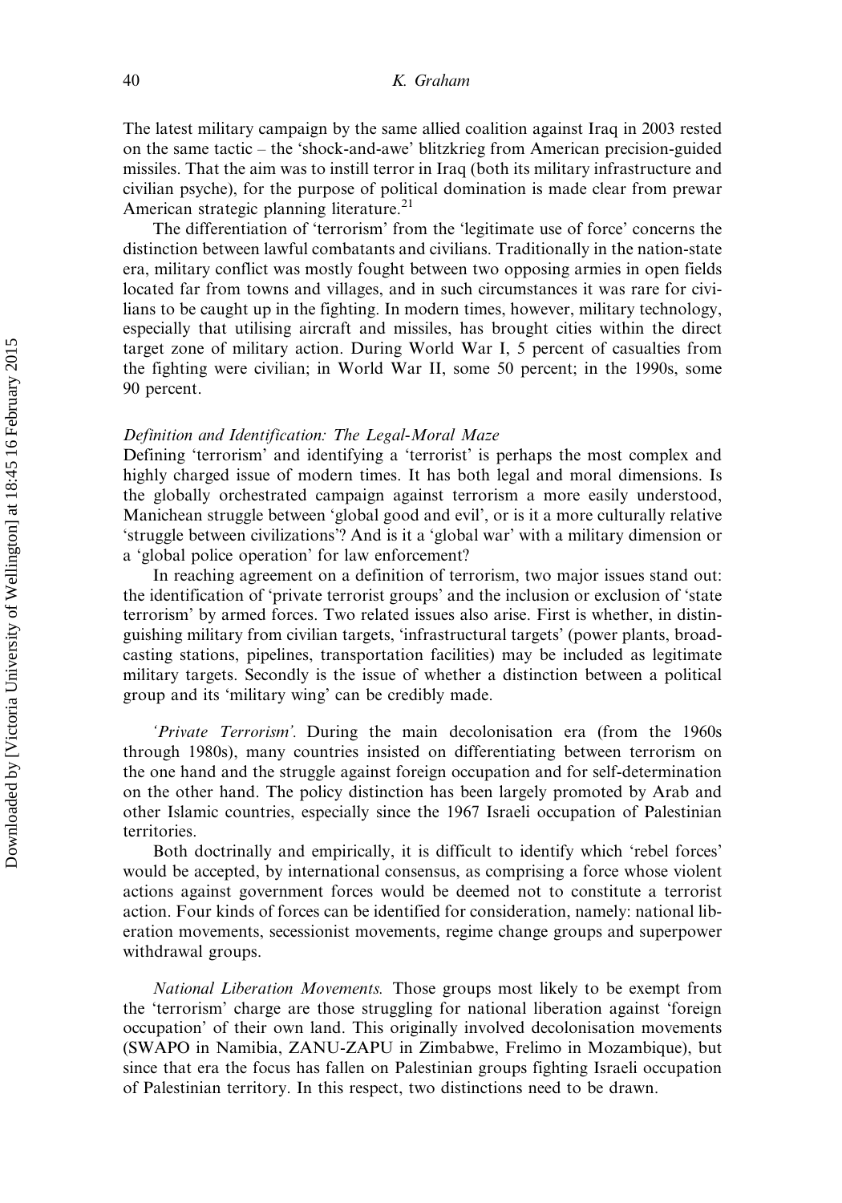The latest military campaign by the same allied coalition against Iraq in 2003 rested on the same tactic – the 'shock-and-awe' blitzkrieg from American precision-guided missiles. That the aim was to instill terror in Iraq (both its military infrastructure and civilian psyche), for the purpose of political domination is made clear from prewar American strategic planning literature.[21]

The differentiation of 'terrorism' from the 'legitimate use of force' concerns the distinction between lawful combatants and civilians. Traditionally in the nation-state era, military conflict was mostly fought between two opposing armies in open fields located far from towns and villages, and in such circumstances it was rare for civilians to be caught up in the fighting. In modern times, however, military technology, especially that utilising aircraft and missiles, has brought cities within the direct target zone of military action. During World War I, 5 percent of casualties from the fighting were civilian; in World War II, some 50 percent; in the 1990s, some 90 percent.

### *Definition and Identification: The Legal-Moral Maze*

Defining 'terrorism' and identifying a 'terrorist' is perhaps the most complex and highly charged issue of modern times. It has both legal and moral dimensions. Is the globally orchestrated campaign against terrorism a more easily understood, Manichean struggle between 'global good and evil', or is it a more culturally relative 'struggle between civilizations'? And is it a 'global war' with a military dimension or a 'global police operation' for law enforcement?

In reaching agreement on a definition of terrorism, two major issues stand out: the identification of 'private terrorist groups' and the inclusion or exclusion of 'state terrorism' by armed forces. Two related issues also arise. First is whether, in distinguishing military from civilian targets, 'infrastructural targets' (power plants, broadcasting stations, pipelines, transportation facilities) may be included as legitimate military targets. Secondly is the issue of whether a distinction between a political group and its 'military wing' can be credibly made.

*'Private Terrorism'.* During the main decolonisation era (from the 1960s through 1980s), many countries insisted on differentiating between terrorism on the one hand and the struggle against foreign occupation and for self-determination on the other hand. The policy distinction has been largely promoted by Arab and other Islamic countries, especially since the 1967 Israeli occupation of Palestinian territories.

Both doctrinally and empirically, it is difficult to identify which 'rebel forces' would be accepted, by international consensus, as comprising a force whose violent actions against government forces would be deemed not to constitute a terrorist action. Four kinds of forces can be identified for consideration, namely: national liberation movements, secessionist movements, regime change groups and superpower withdrawal groups.

*National Liberation Movements.* Those groups most likely to be exempt from the 'terrorism' charge are those struggling for national liberation against 'foreign occupation' of their own land. This originally involved decolonisation movements (SWAPO in Namibia, ZANU-ZAPU in Zimbabwe, Frelimo in Mozambique), but since that era the focus has fallen on Palestinian groups fighting Israeli occupation of Palestinian territory. In this respect, two distinctions need to be drawn.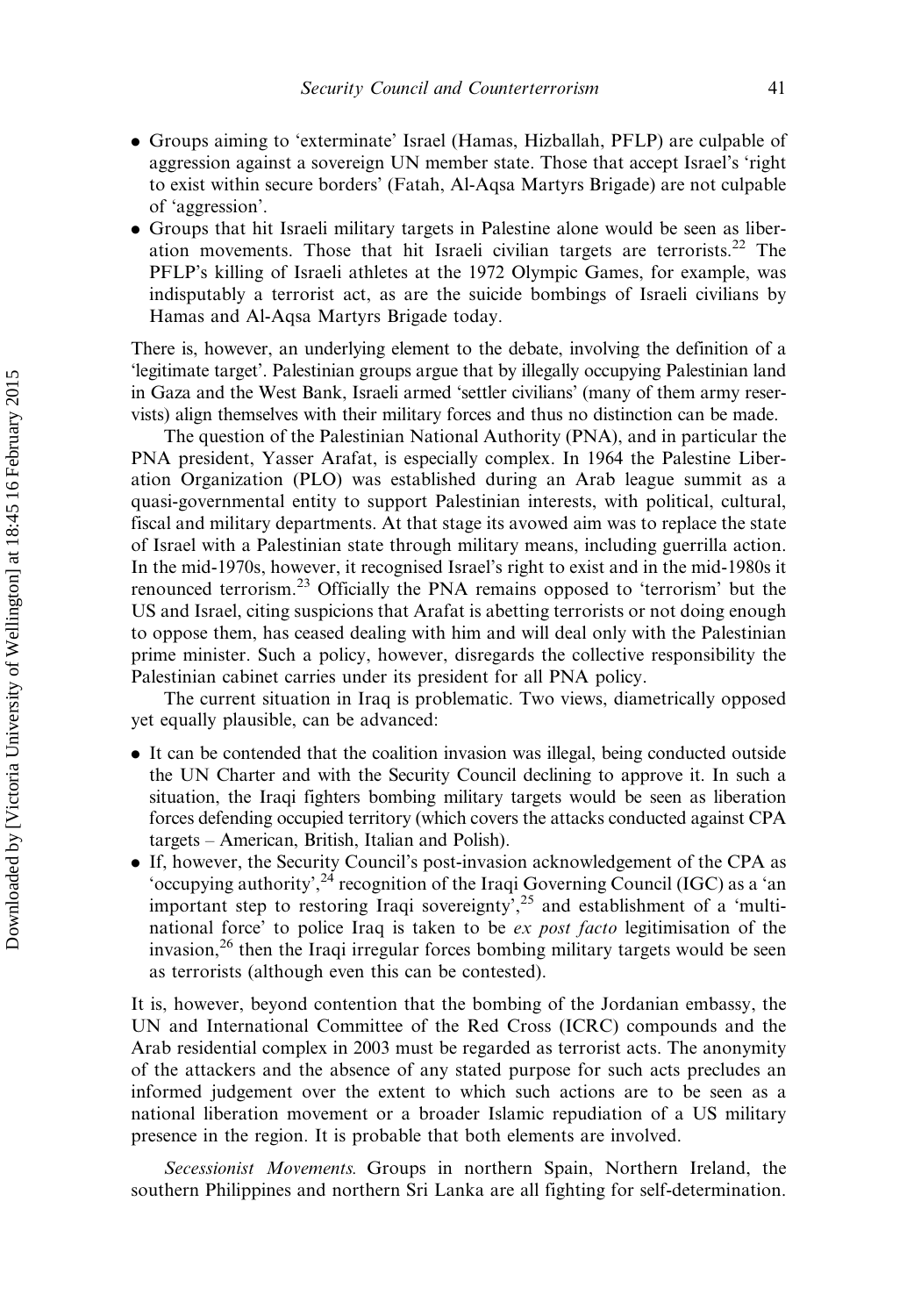- Groups aiming to 'exterminate' Israel (Hamas, Hizballah, PFLP) are culpable of aggression against a sovereign UN member state. Those that accept Israel's 'right to exist within secure borders' (Fatah, Al-Aqsa Martyrs Brigade) are not culpable of 'aggression'.
- Groups that hit Israeli military targets in Palestine alone would be seen as liberation movements. Those that hit Israeli civilian targets are terrorists.[22] The PFLP's killing of Israeli athletes at the 1972 Olympic Games, for example, was indisputably a terrorist act, as are the suicide bombings of Israeli civilians by Hamas and Al-Aqsa Martyrs Brigade today.

There is, however, an underlying element to the debate, involving the definition of a 'legitimate target'. Palestinian groups argue that by illegally occupying Palestinian land in Gaza and the West Bank, Israeli armed 'settler civilians' (many of them army reservists) align themselves with their military forces and thus no distinction can be made.

The question of the Palestinian National Authority (PNA), and in particular the PNA president, Yasser Arafat, is especially complex. In 1964 the Palestine Liberation Organization (PLO) was established during an Arab league summit as a quasi-governmental entity to support Palestinian interests, with political, cultural, fiscal and military departments. At that stage its avowed aim was to replace the state of Israel with a Palestinian state through military means, including guerrilla action. In the mid-1970s, however, it recognised Israel's right to exist and in the mid-1980s it renounced terrorism.[23] Officially the PNA remains opposed to 'terrorism' but the US and Israel, citing suspicions that Arafat is abetting terrorists or not doing enough to oppose them, has ceased dealing with him and will deal only with the Palestinian prime minister. Such a policy, however, disregards the collective responsibility the Palestinian cabinet carries under its president for all PNA policy.

The current situation in Iraq is problematic. Two views, diametrically opposed yet equally plausible, can be advanced:

- It can be contended that the coalition invasion was illegal, being conducted outside the UN Charter and with the Security Council declining to approve it. In such a situation, the Iraqi fighters bombing military targets would be seen as liberation forces defending occupied territory (which covers the attacks conducted against CPA targets – American, British, Italian and Polish).
- If, however, the Security Council's post-invasion acknowledgement of the CPA as 'occupying authority',[24] recognition of the Iraqi Governing Council (IGC) as a 'an important step to restoring Iraqi sovereignty',[25] and establishment of a 'multinational force' to police Iraq is taken to be *ex post facto* legitimisation of the invasion,[26] then the Iraqi irregular forces bombing military targets would be seen as terrorists (although even this can be contested).

It is, however, beyond contention that the bombing of the Jordanian embassy, the UN and International Committee of the Red Cross (ICRC) compounds and the Arab residential complex in 2003 must be regarded as terrorist acts. The anonymity of the attackers and the absence of any stated purpose for such acts precludes an informed judgement over the extent to which such actions are to be seen as a national liberation movement or a broader Islamic repudiation of a US military presence in the region. It is probable that both elements are involved.

*Secessionist Movements.* Groups in northern Spain, Northern Ireland, the southern Philippines and northern Sri Lanka are all fighting for self-determination.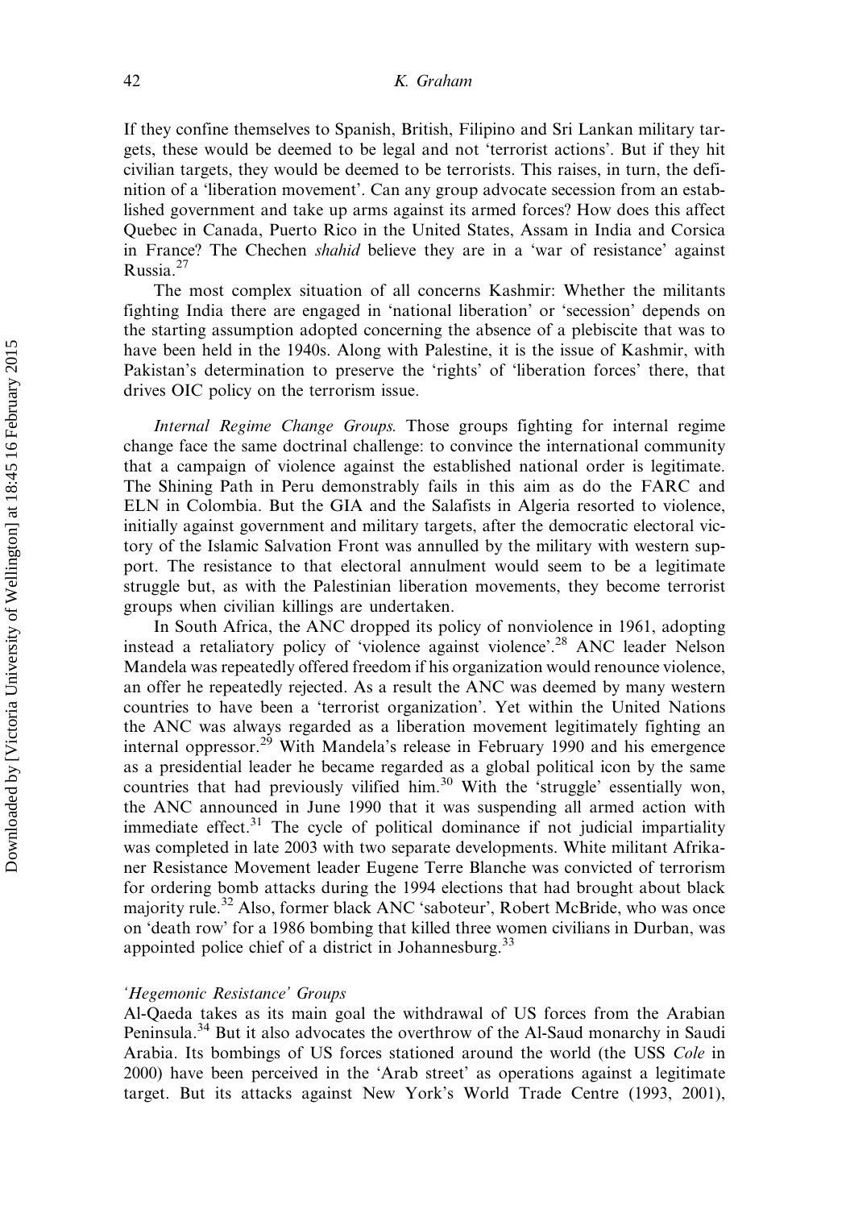If they confine themselves to Spanish, British, Filipino and Sri Lankan military targets, these would be deemed to be legal and not 'terrorist actions'. But if they hit civilian targets, they would be deemed to be terrorists. This raises, in turn, the definition of a 'liberation movement'. Can any group advocate secession from an established government and take up arms against its armed forces? How does this affect Quebec in Canada, Puerto Rico in the United States, Assam in India and Corsica in France? The Chechen *shahid* believe they are in a 'war of resistance' against Russia.[27]

The most complex situation of all concerns Kashmir: Whether the militants fighting India there are engaged in 'national liberation' or 'secession' depends on the starting assumption adopted concerning the absence of a plebiscite that was to have been held in the 1940s. Along with Palestine, it is the issue of Kashmir, with Pakistan's determination to preserve the 'rights' of 'liberation forces' there, that drives OIC policy on the terrorism issue.

*Internal Regime Change Groups.* Those groups fighting for internal regime change face the same doctrinal challenge: to convince the international community that a campaign of violence against the established national order is legitimate. The Shining Path in Peru demonstrably fails in this aim as do the FARC and ELN in Colombia. But the GIA and the Salafists in Algeria resorted to violence, initially against government and military targets, after the democratic electoral victory of the Islamic Salvation Front was annulled by the military with western support. The resistance to that electoral annulment would seem to be a legitimate struggle but, as with the Palestinian liberation movements, they become terrorist groups when civilian killings are undertaken.

In South Africa, the ANC dropped its policy of nonviolence in 1961, adopting instead a retaliatory policy of 'violence against violence'.[28] ANC leader Nelson Mandela was repeatedly offered freedom if his organization would renounce violence, an offer he repeatedly rejected. As a result the ANC was deemed by many western countries to have been a 'terrorist organization'. Yet within the United Nations the ANC was always regarded as a liberation movement legitimately fighting an internal oppressor.[29] With Mandela's release in February 1990 and his emergence as a presidential leader he became regarded as a global political icon by the same countries that had previously vilified him.[30] With the 'struggle' essentially won, the ANC announced in June 1990 that it was suspending all armed action with immediate effect.[31] The cycle of political dominance if not judicial impartiality was completed in late 2003 with two separate developments. White militant Afrikaner Resistance Movement leader Eugene Terre Blanche was convicted of terrorism for ordering bomb attacks during the 1994 elections that had brought about black majority rule.[32] Also, former black ANC 'saboteur', Robert McBride, who was once on 'death row' for a 1986 bombing that killed three women civilians in Durban, was appointed police chief of a district in Johannesburg.[33]

### *'Hegemonic Resistance' Groups*

Al-Qaeda takes as its main goal the withdrawal of US forces from the Arabian Peninsula.[34] But it also advocates the overthrow of the Al-Saud monarchy in Saudi Arabia. Its bombings of US forces stationed around the world (the USS *Cole* in 2000) have been perceived in the 'Arab street' as operations against a legitimate target. But its attacks against New York's World Trade Centre (1993, 2001),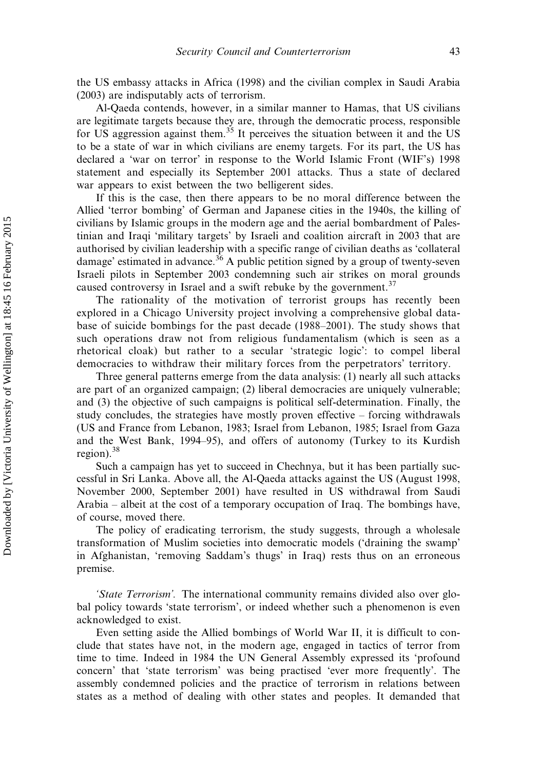the US embassy attacks in Africa (1998) and the civilian complex in Saudi Arabia (2003) are indisputably acts of terrorism.

Al-Qaeda contends, however, in a similar manner to Hamas, that US civilians are legitimate targets because they are, through the democratic process, responsible for US aggression against them.[35] It perceives the situation between it and the US to be a state of war in which civilians are enemy targets. For its part, the US has declared a 'war on terror' in response to the World Islamic Front (WIF's) 1998 statement and especially its September 2001 attacks. Thus a state of declared war appears to exist between the two belligerent sides.

If this is the case, then there appears to be no moral difference between the Allied 'terror bombing' of German and Japanese cities in the 1940s, the killing of civilians by Islamic groups in the modern age and the aerial bombardment of Palestinian and Iraqi 'military targets' by Israeli and coalition aircraft in 2003 that are authorised by civilian leadership with a specific range of civilian deaths as 'collateral damage' estimated in advance.[36] A public petition signed by a group of twenty-seven Israeli pilots in September 2003 condemning such air strikes on moral grounds caused controversy in Israel and a swift rebuke by the government.[37]

The rationality of the motivation of terrorist groups has recently been explored in a Chicago University project involving a comprehensive global database of suicide bombings for the past decade (1988–2001). The study shows that such operations draw not from religious fundamentalism (which is seen as a rhetorical cloak) but rather to a secular 'strategic logic': to compel liberal democracies to withdraw their military forces from the perpetrators' territory.

Three general patterns emerge from the data analysis: (1) nearly all such attacks are part of an organized campaign; (2) liberal democracies are uniquely vulnerable; and (3) the objective of such campaigns is political self-determination. Finally, the study concludes, the strategies have mostly proven effective – forcing withdrawals (US and France from Lebanon, 1983; Israel from Lebanon, 1985; Israel from Gaza and the West Bank, 1994–95), and offers of autonomy (Turkey to its Kurdish region).[38]

Such a campaign has yet to succeed in Chechnya, but it has been partially successful in Sri Lanka. Above all, the Al-Qaeda attacks against the US (August 1998, November 2000, September 2001) have resulted in US withdrawal from Saudi Arabia – albeit at the cost of a temporary occupation of Iraq. The bombings have, of course, moved there.

The policy of eradicating terrorism, the study suggests, through a wholesale transformation of Muslim societies into democratic models ('draining the swamp' in Afghanistan, 'removing Saddam's thugs' in Iraq) rests thus on an erroneous premise.

*'State Terrorism'.* The international community remains divided also over global policy towards 'state terrorism', or indeed whether such a phenomenon is even acknowledged to exist.

Even setting aside the Allied bombings of World War II, it is difficult to conclude that states have not, in the modern age, engaged in tactics of terror from time to time. Indeed in 1984 the UN General Assembly expressed its 'profound concern' that 'state terrorism' was being practised 'ever more frequently'. The assembly condemned policies and the practice of terrorism in relations between states as a method of dealing with other states and peoples. It demanded that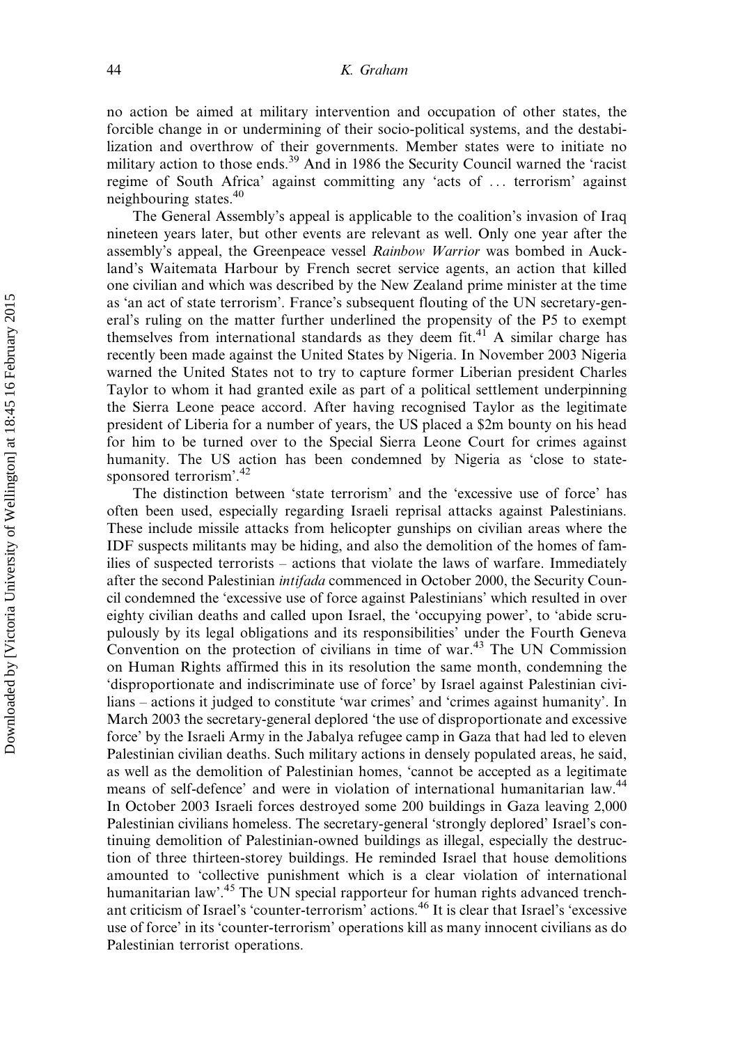no action be aimed at military intervention and occupation of other states, the forcible change in or undermining of their socio-political systems, and the destabilization and overthrow of their governments. Member states were to initiate no military action to those ends.[39] And in 1986 the Security Council warned the 'racist regime of South Africa' against committing any 'acts of … terrorism' against neighbouring states.[40]

The General Assembly's appeal is applicable to the coalition's invasion of Iraq nineteen years later, but other events are relevant as well. Only one year after the assembly's appeal, the Greenpeace vessel *Rainbow Warrior* was bombed in Auckland's Waitemata Harbour by French secret service agents, an action that killed one civilian and which was described by the New Zealand prime minister at the time as 'an act of state terrorism'. France's subsequent flouting of the UN secretary-general's ruling on the matter further underlined the propensity of the P5 to exempt themselves from international standards as they deem fit.[41] A similar charge has recently been made against the United States by Nigeria. In November 2003 Nigeria warned the United States not to try to capture former Liberian president Charles Taylor to whom it had granted exile as part of a political settlement underpinning the Sierra Leone peace accord. After having recognised Taylor as the legitimate president of Liberia for a number of years, the US placed a \$2m bounty on his head for him to be turned over to the Special Sierra Leone Court for crimes against humanity. The US action has been condemned by Nigeria as 'close to state-sponsored terrorism'.[42]

The distinction between 'state terrorism' and the 'excessive use of force' has often been used, especially regarding Israeli reprisal attacks against Palestinians. These include missile attacks from helicopter gunships on civilian areas where the IDF suspects militants may be hiding, and also the demolition of the homes of families of suspected terrorists – actions that violate the laws of warfare. Immediately after the second Palestinian *intifada* commenced in October 2000, the Security Council condemned the 'excessive use of force against Palestinians' which resulted in over eighty civilian deaths and called upon Israel, the 'occupying power', to 'abide scrupulously by its legal obligations and its responsibilities' under the Fourth Geneva Convention on the protection of civilians in time of war.[43] The UN Commission on Human Rights affirmed this in its resolution the same month, condemning the 'disproportionate and indiscriminate use of force' by Israel against Palestinian civilians – actions it judged to constitute 'war crimes' and 'crimes against humanity'. In March 2003 the secretary-general deplored 'the use of disproportionate and excessive force' by the Israeli Army in the Jabalya refugee camp in Gaza that had led to eleven Palestinian civilian deaths. Such military actions in densely populated areas, he said, as well as the demolition of Palestinian homes, 'cannot be accepted as a legitimate means of self-defence' and were in violation of international humanitarian law.[44] In October 2003 Israeli forces destroyed some 200 buildings in Gaza leaving 2,000 Palestinian civilians homeless. The secretary-general 'strongly deplored' Israel's continuing demolition of Palestinian-owned buildings as illegal, especially the destruction of three thirteen-storey buildings. He reminded Israel that house demolitions amounted to 'collective punishment which is a clear violation of international humanitarian law'.[45] The UN special rapporteur for human rights advanced trenchant criticism of Israel's 'counter-terrorism' actions.[46] It is clear that Israel's 'excessive use of force' in its 'counter-terrorism' operations kill as many innocent civilians as do Palestinian terrorist operations.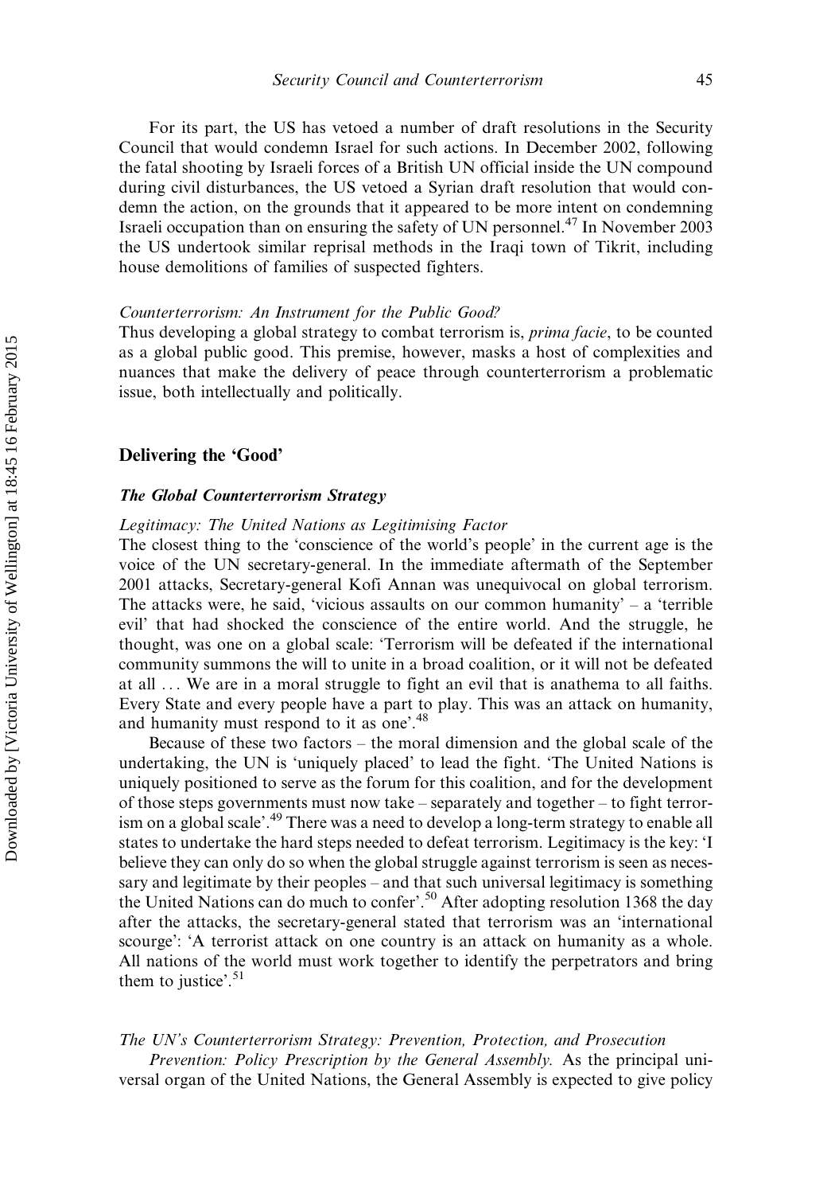For its part, the US has vetoed a number of draft resolutions in the Security Council that would condemn Israel for such actions. In December 2002, following the fatal shooting by Israeli forces of a British UN official inside the UN compound during civil disturbances, the US vetoed a Syrian draft resolution that would condemn the action, on the grounds that it appeared to be more intent on condemning Israeli occupation than on ensuring the safety of UN personnel.[47] In November 2003 the US undertook similar reprisal methods in the Iraqi town of Tikrit, including house demolitions of families of suspected fighters.

*Counterterrorism: An Instrument for the Public Good?*

Thus developing a global strategy to combat terrorism is, *prima facie*, to be counted as a global public good. This premise, however, masks a host of complexities and nuances that make the delivery of peace through counterterrorism a problematic issue, both intellectually and politically.

## Delivering the 'Good'

### *The Global Counterterrorism Strategy*

*Legitimacy: The United Nations as Legitimising Factor*

The closest thing to the 'conscience of the world's people' in the current age is the voice of the UN secretary-general. In the immediate aftermath of the September 2001 attacks, Secretary-general Kofi Annan was unequivocal on global terrorism. The attacks were, he said, 'vicious assaults on our common humanity' – a 'terrible evil' that had shocked the conscience of the entire world. And the struggle, he thought, was one on a global scale: 'Terrorism will be defeated if the international community summons the will to unite in a broad coalition, or it will not be defeated at all . . . We are in a moral struggle to fight an evil that is anathema to all faiths. Every State and every people have a part to play. This was an attack on humanity, and humanity must respond to it as one'.[48]

Because of these two factors – the moral dimension and the global scale of the undertaking, the UN is 'uniquely placed' to lead the fight. 'The United Nations is uniquely positioned to serve as the forum for this coalition, and for the development of those steps governments must now take – separately and together – to fight terrorism on a global scale'.[49] There was a need to develop a long-term strategy to enable all states to undertake the hard steps needed to defeat terrorism. Legitimacy is the key: 'I believe they can only do so when the global struggle against terrorism is seen as necessary and legitimate by their peoples – and that such universal legitimacy is something the United Nations can do much to confer'.[50] After adopting resolution 1368 the day after the attacks, the secretary-general stated that terrorism was an 'international scourge': 'A terrorist attack on one country is an attack on humanity as a whole. All nations of the world must work together to identify the perpetrators and bring them to justice'.[51]

*The UN's Counterterrorism Strategy: Prevention, Protection, and Prosecution*

*Prevention: Policy Prescription by the General Assembly.* As the principal universal organ of the United Nations, the General Assembly is expected to give policy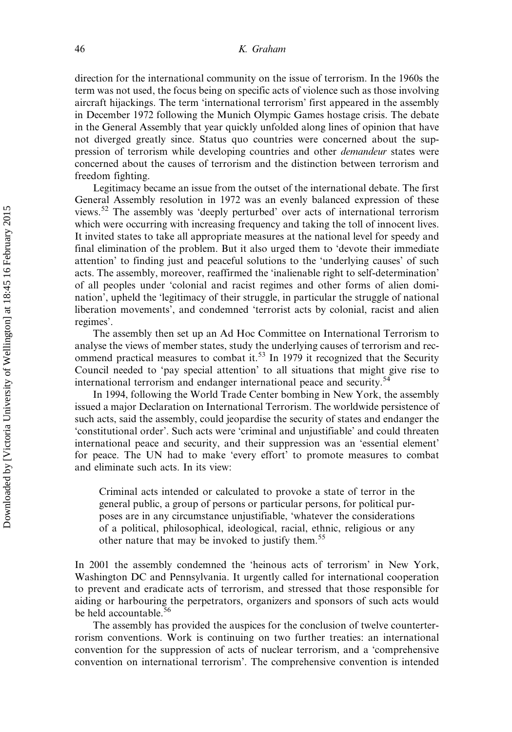direction for the international community on the issue of terrorism. In the 1960s the term was not used, the focus being on specific acts of violence such as those involving aircraft hijackings. The term 'international terrorism' first appeared in the assembly in December 1972 following the Munich Olympic Games hostage crisis. The debate in the General Assembly that year quickly unfolded along lines of opinion that have not diverged greatly since. Status quo countries were concerned about the suppression of terrorism while developing countries and other *demandeur* states were concerned about the causes of terrorism and the distinction between terrorism and freedom fighting.

Legitimacy became an issue from the outset of the international debate. The first General Assembly resolution in 1972 was an evenly balanced expression of these views.[52] The assembly was 'deeply perturbed' over acts of international terrorism which were occurring with increasing frequency and taking the toll of innocent lives. It invited states to take all appropriate measures at the national level for speedy and final elimination of the problem. But it also urged them to 'devote their immediate attention' to finding just and peaceful solutions to the 'underlying causes' of such acts. The assembly, moreover, reaffirmed the 'inalienable right to self-determination' of all peoples under 'colonial and racist regimes and other forms of alien domination', upheld the 'legitimacy of their struggle, in particular the struggle of national liberation movements', and condemned 'terrorist acts by colonial, racist and alien regimes'.

The assembly then set up an Ad Hoc Committee on International Terrorism to analyse the views of member states, study the underlying causes of terrorism and recommend practical measures to combat it.[53] In 1979 it recognized that the Security Council needed to 'pay special attention' to all situations that might give rise to international terrorism and endanger international peace and security.[54]

In 1994, following the World Trade Center bombing in New York, the assembly issued a major Declaration on International Terrorism. The worldwide persistence of such acts, said the assembly, could jeopardise the security of states and endanger the 'constitutional order'. Such acts were 'criminal and unjustifiable' and could threaten international peace and security, and their suppression was an 'essential element' for peace. The UN had to make 'every effort' to promote measures to combat and eliminate such acts. In its view:

> Criminal acts intended or calculated to provoke a state of terror in the general public, a group of persons or particular persons, for political purposes are in any circumstance unjustifiable, 'whatever the considerations of a political, philosophical, ideological, racial, ethnic, religious or any other nature that may be invoked to justify them.[55]

In 2001 the assembly condemned the 'heinous acts of terrorism' in New York, Washington DC and Pennsylvania. It urgently called for international cooperation to prevent and eradicate acts of terrorism, and stressed that those responsible for aiding or harbouring the perpetrators, organizers and sponsors of such acts would be held accountable.[56]

The assembly has provided the auspices for the conclusion of twelve counterterrorism conventions. Work is continuing on two further treaties: an international convention for the suppression of acts of nuclear terrorism, and a 'comprehensive convention on international terrorism'. The comprehensive convention is intended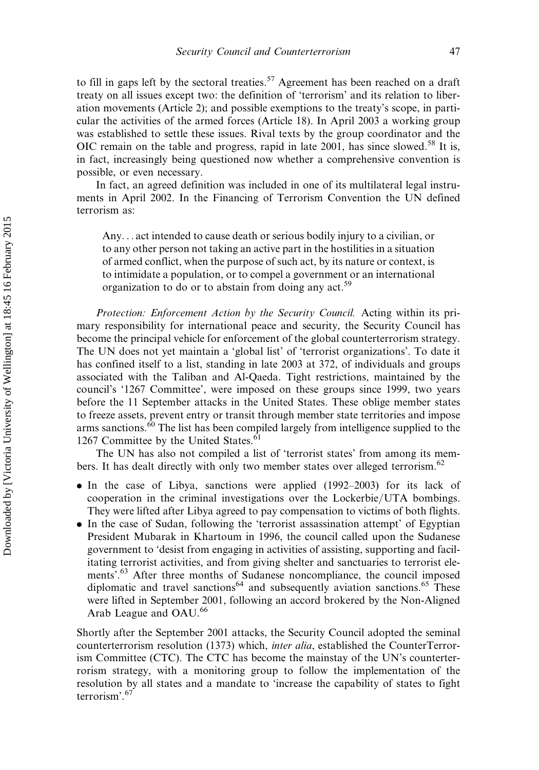to fill in gaps left by the sectoral treaties.[57] Agreement has been reached on a draft treaty on all issues except two: the definition of 'terrorism' and its relation to liberation movements (Article 2); and possible exemptions to the treaty's scope, in particular the activities of the armed forces (Article 18). In April 2003 a working group was established to settle these issues. Rival texts by the group coordinator and the OIC remain on the table and progress, rapid in late 2001, has since slowed.[58] It is, in fact, increasingly being questioned now whether a comprehensive convention is possible, or even necessary.

In fact, an agreed definition was included in one of its multilateral legal instruments in April 2002. In the Financing of Terrorism Convention the UN defined terrorism as:

> Any. . . act intended to cause death or serious bodily injury to a civilian, or to any other person not taking an active part in the hostilities in a situation of armed conflict, when the purpose of such act, by its nature or context, is to intimidate a population, or to compel a government or an international organization to do or to abstain from doing any act.[59]

*Protection: Enforcement Action by the Security Council.* Acting within its primary responsibility for international peace and security, the Security Council has become the principal vehicle for enforcement of the global counterterrorism strategy. The UN does not yet maintain a 'global list' of 'terrorist organizations'. To date it has confined itself to a list, standing in late 2003 at 372, of individuals and groups associated with the Taliban and Al-Qaeda. Tight restrictions, maintained by the council's '1267 Committee', were imposed on these groups since 1999, two years before the 11 September attacks in the United States. These oblige member states to freeze assets, prevent entry or transit through member state territories and impose arms sanctions.[60] The list has been compiled largely from intelligence supplied to the 1267 Committee by the United States.[61]

The UN has also not compiled a list of 'terrorist states' from among its members. It has dealt directly with only two member states over alleged terrorism.[62]

- In the case of Libya, sanctions were applied (1992–2003) for its lack of cooperation in the criminal investigations over the Lockerbie/UTA bombings. They were lifted after Libya agreed to pay compensation to victims of both flights.
- In the case of Sudan, following the 'terrorist assassination attempt' of Egyptian President Mubarak in Khartoum in 1996, the council called upon the Sudanese government to 'desist from engaging in activities of assisting, supporting and facilitating terrorist activities, and from giving shelter and sanctuaries to terrorist elements'.[63] After three months of Sudanese noncompliance, the council imposed diplomatic and travel sanctions[64] and subsequently aviation sanctions.[65] These were lifted in September 2001, following an accord brokered by the Non-Aligned Arab League and OAU.[66]

Shortly after the September 2001 attacks, the Security Council adopted the seminal counterterrorism resolution (1373) which, *inter alia*, established the CounterTerrorism Committee (CTC). The CTC has become the mainstay of the UN's counterterrorism strategy, with a monitoring group to follow the implementation of the resolution by all states and a mandate to 'increase the capability of states to fight terrorism'.[67]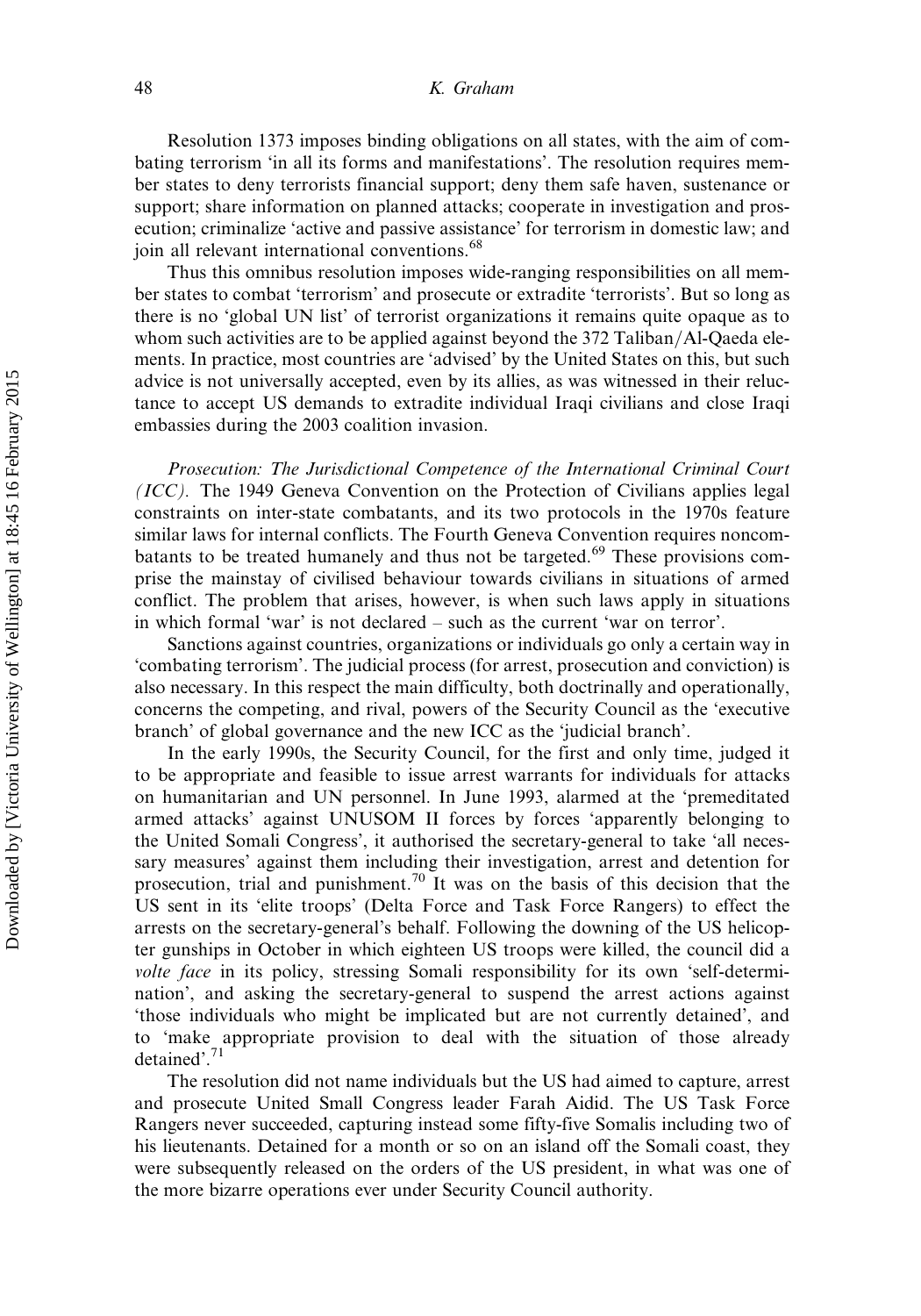Resolution 1373 imposes binding obligations on all states, with the aim of combating terrorism 'in all its forms and manifestations'. The resolution requires member states to deny terrorists financial support; deny them safe haven, sustenance or support; share information on planned attacks; cooperate in investigation and prosecution; criminalize 'active and passive assistance' for terrorism in domestic law; and join all relevant international conventions.[68]

Thus this omnibus resolution imposes wide-ranging responsibilities on all member states to combat 'terrorism' and prosecute or extradite 'terrorists'. But so long as there is no 'global UN list' of terrorist organizations it remains quite opaque as to whom such activities are to be applied against beyond the 372 Taliban/Al-Qaeda elements. In practice, most countries are 'advised' by the United States on this, but such advice is not universally accepted, even by its allies, as was witnessed in their reluctance to accept US demands to extradite individual Iraqi civilians and close Iraqi embassies during the 2003 coalition invasion.

*Prosecution: The Jurisdictional Competence of the International Criminal Court (ICC).* The 1949 Geneva Convention on the Protection of Civilians applies legal constraints on inter-state combatants, and its two protocols in the 1970s feature similar laws for internal conflicts. The Fourth Geneva Convention requires noncombatants to be treated humanely and thus not be targeted.[69] These provisions comprise the mainstay of civilised behaviour towards civilians in situations of armed conflict. The problem that arises, however, is when such laws apply in situations in which formal 'war' is not declared – such as the current 'war on terror'.

Sanctions against countries, organizations or individuals go only a certain way in 'combating terrorism'. The judicial process (for arrest, prosecution and conviction) is also necessary. In this respect the main difficulty, both doctrinally and operationally, concerns the competing, and rival, powers of the Security Council as the 'executive branch' of global governance and the new ICC as the 'judicial branch'.

In the early 1990s, the Security Council, for the first and only time, judged it to be appropriate and feasible to issue arrest warrants for individuals for attacks on humanitarian and UN personnel. In June 1993, alarmed at the 'premeditated armed attacks' against UNUSOM II forces by forces 'apparently belonging to the United Somali Congress', it authorised the secretary-general to take 'all necessary measures' against them including their investigation, arrest and detention for prosecution, trial and punishment.[70] It was on the basis of this decision that the US sent in its 'elite troops' (Delta Force and Task Force Rangers) to effect the arrests on the secretary-general's behalf. Following the downing of the US helicopter gunships in October in which eighteen US troops were killed, the council did a *volte face* in its policy, stressing Somali responsibility for its own 'self-determination', and asking the secretary-general to suspend the arrest actions against 'those individuals who might be implicated but are not currently detained', and to 'make appropriate provision to deal with the situation of those already detained'.[71]

The resolution did not name individuals but the US had aimed to capture, arrest and prosecute United Small Congress leader Farah Aidid. The US Task Force Rangers never succeeded, capturing instead some fifty-five Somalis including two of his lieutenants. Detained for a month or so on an island off the Somali coast, they were subsequently released on the orders of the US president, in what was one of the more bizarre operations ever under Security Council authority.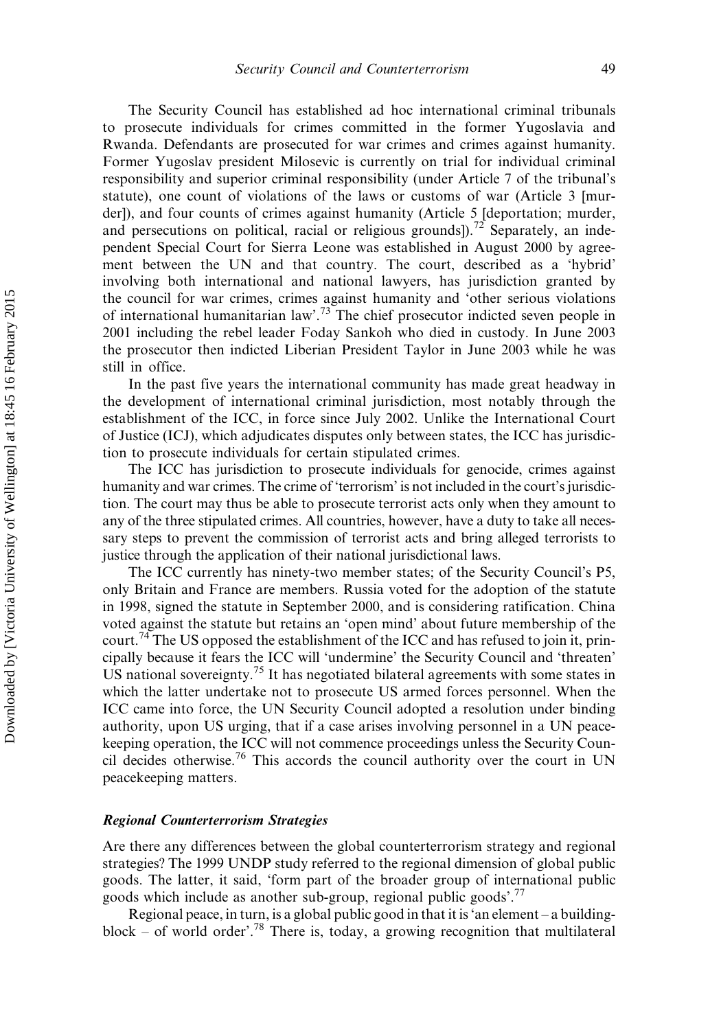The Security Council has established ad hoc international criminal tribunals to prosecute individuals for crimes committed in the former Yugoslavia and Rwanda. Defendants are prosecuted for war crimes and crimes against humanity. Former Yugoslav president Milosevic is currently on trial for individual criminal responsibility and superior criminal responsibility (under Article 7 of the tribunal's statute), one count of violations of the laws or customs of war (Article 3 [murder]), and four counts of crimes against humanity (Article 5 [deportation; murder, and persecutions on political, racial or religious grounds]).[72] Separately, an independent Special Court for Sierra Leone was established in August 2000 by agreement between the UN and that country. The court, described as a 'hybrid' involving both international and national lawyers, has jurisdiction granted by the council for war crimes, crimes against humanity and 'other serious violations of international humanitarian law'.[73] The chief prosecutor indicted seven people in 2001 including the rebel leader Foday Sankoh who died in custody. In June 2003 the prosecutor then indicted Liberian President Taylor in June 2003 while he was still in office.

In the past five years the international community has made great headway in the development of international criminal jurisdiction, most notably through the establishment of the ICC, in force since July 2002. Unlike the International Court of Justice (ICJ), which adjudicates disputes only between states, the ICC has jurisdiction to prosecute individuals for certain stipulated crimes.

The ICC has jurisdiction to prosecute individuals for genocide, crimes against humanity and war crimes. The crime of 'terrorism' is not included in the court's jurisdiction. The court may thus be able to prosecute terrorist acts only when they amount to any of the three stipulated crimes. All countries, however, have a duty to take all necessary steps to prevent the commission of terrorist acts and bring alleged terrorists to justice through the application of their national jurisdictional laws.

The ICC currently has ninety-two member states; of the Security Council's P5, only Britain and France are members. Russia voted for the adoption of the statute in 1998, signed the statute in September 2000, and is considering ratification. China voted against the statute but retains an 'open mind' about future membership of the court.[74] The US opposed the establishment of the ICC and has refused to join it, principally because it fears the ICC will 'undermine' the Security Council and 'threaten' US national sovereignty.[75] It has negotiated bilateral agreements with some states in which the latter undertake not to prosecute US armed forces personnel. When the ICC came into force, the UN Security Council adopted a resolution under binding authority, upon US urging, that if a case arises involving personnel in a UN peacekeeping operation, the ICC will not commence proceedings unless the Security Council decides otherwise.[76] This accords the council authority over the court in UN peacekeeping matters.

### *Regional Counterterrorism Strategies*

Are there any differences between the global counterterrorism strategy and regional strategies? The 1999 UNDP study referred to the regional dimension of global public goods. The latter, it said, 'form part of the broader group of international public goods which include as another sub-group, regional public goods'.[77]

Regional peace, in turn, is a global public good in that it is 'an element – a building-block – of world order'.[78] There is, today, a growing recognition that multilateral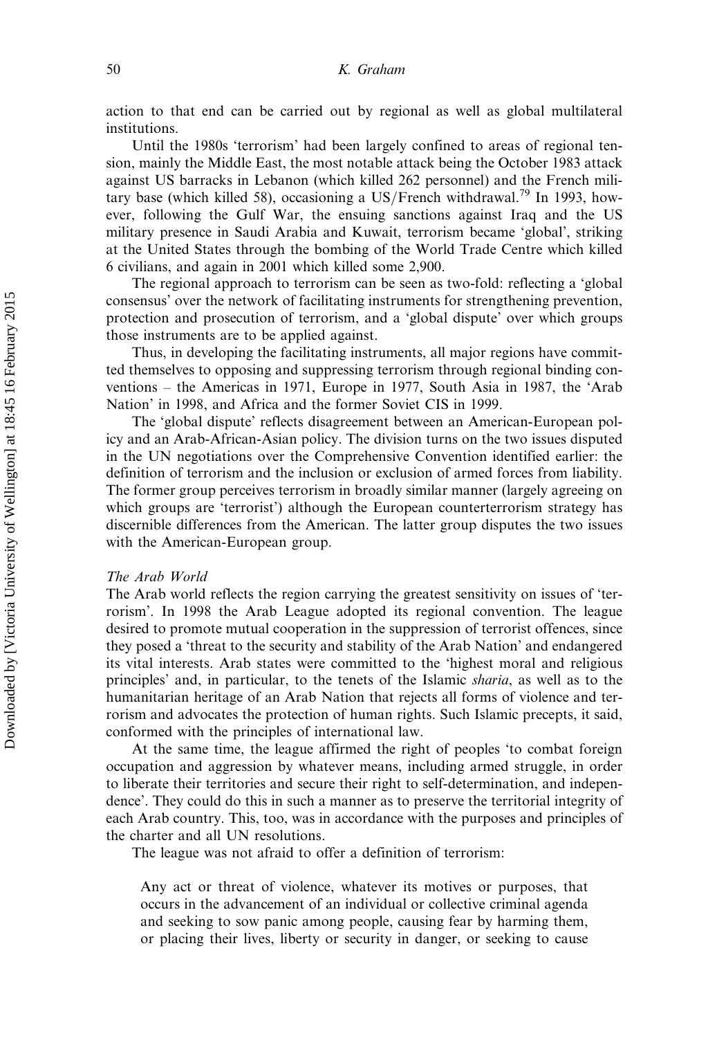action to that end can be carried out by regional as well as global multilateral institutions.

Until the 1980s 'terrorism' had been largely confined to areas of regional tension, mainly the Middle East, the most notable attack being the October 1983 attack against US barracks in Lebanon (which killed 262 personnel) and the French military base (which killed 58), occasioning a US/French withdrawal.[79] In 1993, however, following the Gulf War, the ensuing sanctions against Iraq and the US military presence in Saudi Arabia and Kuwait, terrorism became 'global', striking at the United States through the bombing of the World Trade Centre which killed 6 civilians, and again in 2001 which killed some 2,900.

The regional approach to terrorism can be seen as two-fold: reflecting a 'global consensus' over the network of facilitating instruments for strengthening prevention, protection and prosecution of terrorism, and a 'global dispute' over which groups those instruments are to be applied against.

Thus, in developing the facilitating instruments, all major regions have committed themselves to opposing and suppressing terrorism through regional binding conventions – the Americas in 1971, Europe in 1977, South Asia in 1987, the 'Arab Nation' in 1998, and Africa and the former Soviet CIS in 1999.

The 'global dispute' reflects disagreement between an American-European policy and an Arab-African-Asian policy. The division turns on the two issues disputed in the UN negotiations over the Comprehensive Convention identified earlier: the definition of terrorism and the inclusion or exclusion of armed forces from liability. The former group perceives terrorism in broadly similar manner (largely agreeing on which groups are 'terrorist') although the European counterterrorism strategy has discernible differences from the American. The latter group disputes the two issues with the American-European group.

*The Arab World*

The Arab world reflects the region carrying the greatest sensitivity on issues of 'terrorism'. In 1998 the Arab League adopted its regional convention. The league desired to promote mutual cooperation in the suppression of terrorist offences, since they posed a 'threat to the security and stability of the Arab Nation' and endangered its vital interests. Arab states were committed to the 'highest moral and religious principles' and, in particular, to the tenets of the Islamic *sharia*, as well as to the humanitarian heritage of an Arab Nation that rejects all forms of violence and terrorism and advocates the protection of human rights. Such Islamic precepts, it said, conformed with the principles of international law.

At the same time, the league affirmed the right of peoples 'to combat foreign occupation and aggression by whatever means, including armed struggle, in order to liberate their territories and secure their right to self-determination, and independence'. They could do this in such a manner as to preserve the territorial integrity of each Arab country. This, too, was in accordance with the purposes and principles of the charter and all UN resolutions.

The league was not afraid to offer a definition of terrorism:

> Any act or threat of violence, whatever its motives or purposes, that occurs in the advancement of an individual or collective criminal agenda and seeking to sow panic among people, causing fear by harming them, or placing their lives, liberty or security in danger, or seeking to cause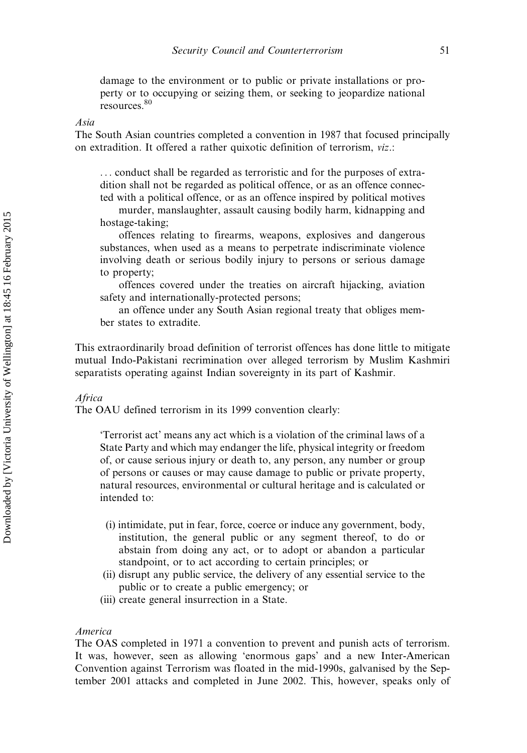damage to the environment or to public or private installations or property or to occupying or seizing them, or seeking to jeopardize national resources.[80]

*Asia*

The South Asian countries completed a convention in 1987 that focused principally on extradition. It offered a rather quixotic definition of terrorism, *viz*.:

> . . . conduct shall be regarded as terroristic and for the purposes of extradition shall not be regarded as political offence, or as an offence connected with a political offence, or as an offence inspired by political motives
>
> murder, manslaughter, assault causing bodily harm, kidnapping and hostage-taking;
>
> offences relating to firearms, weapons, explosives and dangerous substances, when used as a means to perpetrate indiscriminate violence involving death or serious bodily injury to persons or serious damage to property;
>
> offences covered under the treaties on aircraft hijacking, aviation safety and internationally-protected persons;
>
> an offence under any South Asian regional treaty that obliges member states to extradite.

This extraordinarily broad definition of terrorist offences has done little to mitigate mutual Indo-Pakistani recrimination over alleged terrorism by Muslim Kashmiri separatists operating against Indian sovereignty in its part of Kashmir.

*Africa*

The OAU defined terrorism in its 1999 convention clearly:

> 'Terrorist act' means any act which is a violation of the criminal laws of a State Party and which may endanger the life, physical integrity or freedom of, or cause serious injury or death to, any person, any number or group of persons or causes or may cause damage to public or private property, natural resources, environmental or cultural heritage and is calculated or intended to:
>
> (i) intimidate, put in fear, force, coerce or induce any government, body, institution, the general public or any segment thereof, to do or abstain from doing any act, or to adopt or abandon a particular standpoint, or to act according to certain principles; or
> (ii) disrupt any public service, the delivery of any essential service to the public or to create a public emergency; or
> (iii) create general insurrection in a State.

*America*

The OAS completed in 1971 a convention to prevent and punish acts of terrorism. It was, however, seen as allowing 'enormous gaps' and a new Inter-American Convention against Terrorism was floated in the mid-1990s, galvanised by the September 2001 attacks and completed in June 2002. This, however, speaks only of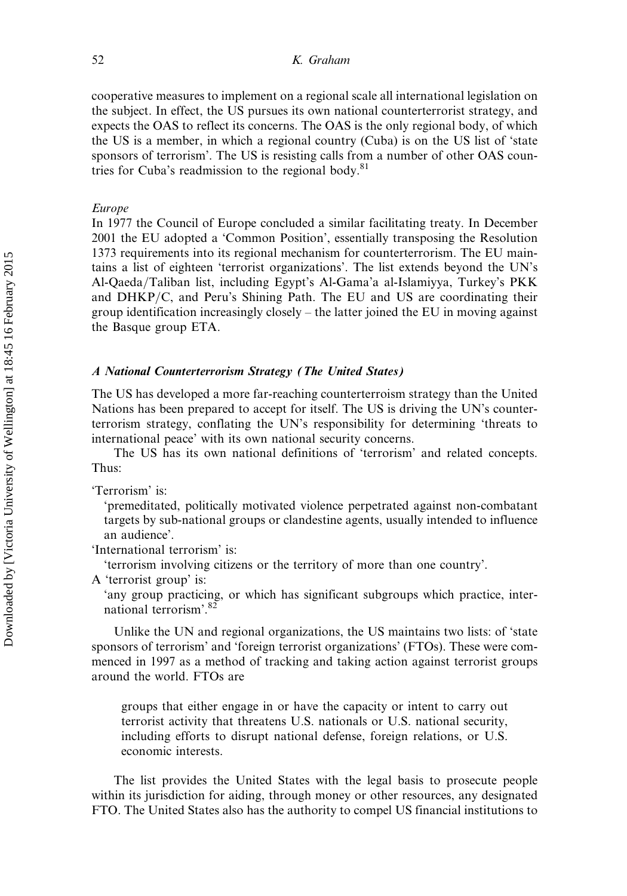cooperative measures to implement on a regional scale all international legislation on the subject. In effect, the US pursues its own national counterterrorist strategy, and expects the OAS to reflect its concerns. The OAS is the only regional body, of which the US is a member, in which a regional country (Cuba) is on the US list of 'state sponsors of terrorism'. The US is resisting calls from a number of other OAS countries for Cuba's readmission to the regional body.[81]

*Europe*

In 1977 the Council of Europe concluded a similar facilitating treaty. In December 2001 the EU adopted a 'Common Position', essentially transposing the Resolution 1373 requirements into its regional mechanism for counterterrorism. The EU maintains a list of eighteen 'terrorist organizations'. The list extends beyond the UN's Al-Qaeda/Taliban list, including Egypt's Al-Gama'a al-Islamiyya, Turkey's PKK and DHKP/C, and Peru's Shining Path. The EU and US are coordinating their group identification increasingly closely – the latter joined the EU in moving against the Basque group ETA.

### *A National Counterterrorism Strategy (The United States)*

The US has developed a more far-reaching counterterroism strategy than the United Nations has been prepared to accept for itself. The US is driving the UN's counterterrorism strategy, conflating the UN's responsibility for determining 'threats to international peace' with its own national security concerns.

The US has its own national definitions of 'terrorism' and related concepts. Thus:

'Terrorism' is:

'premeditated, politically motivated violence perpetrated against non-combatant targets by sub-national groups or clandestine agents, usually intended to influence an audience'.

'International terrorism' is:

'terrorism involving citizens or the territory of more than one country'.

A 'terrorist group' is:

'any group practicing, or which has significant subgroups which practice, international terrorism'.[82]

Unlike the UN and regional organizations, the US maintains two lists: of 'state sponsors of terrorism' and 'foreign terrorist organizations' (FTOs). These were commenced in 1997 as a method of tracking and taking action against terrorist groups around the world. FTOs are

> groups that either engage in or have the capacity or intent to carry out terrorist activity that threatens U.S. nationals or U.S. national security, including efforts to disrupt national defense, foreign relations, or U.S. economic interests.

The list provides the United States with the legal basis to prosecute people within its jurisdiction for aiding, through money or other resources, any designated FTO. The United States also has the authority to compel US financial institutions to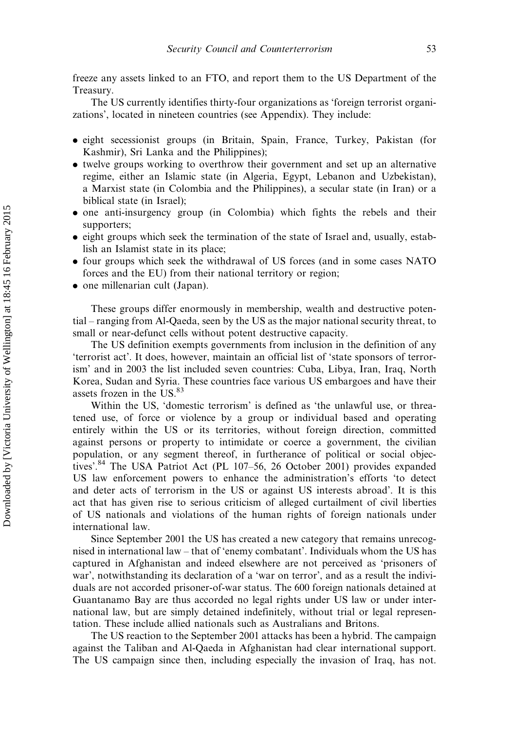freeze any assets linked to an FTO, and report them to the US Department of the Treasury.

The US currently identifies thirty-four organizations as 'foreign terrorist organizations', located in nineteen countries (see Appendix). They include:

- eight secessionist groups (in Britain, Spain, France, Turkey, Pakistan (for Kashmir), Sri Lanka and the Philippines);
- twelve groups working to overthrow their government and set up an alternative regime, either an Islamic state (in Algeria, Egypt, Lebanon and Uzbekistan), a Marxist state (in Colombia and the Philippines), a secular state (in Iran) or a biblical state (in Israel);
- one anti-insurgency group (in Colombia) which fights the rebels and their supporters;
- eight groups which seek the termination of the state of Israel and, usually, establish an Islamist state in its place;
- four groups which seek the withdrawal of US forces (and in some cases NATO forces and the EU) from their national territory or region;
- one millenarian cult (Japan).

These groups differ enormously in membership, wealth and destructive potential – ranging from Al-Qaeda, seen by the US as the major national security threat, to small or near-defunct cells without potent destructive capacity.

The US definition exempts governments from inclusion in the definition of any 'terrorist act'. It does, however, maintain an official list of 'state sponsors of terrorism' and in 2003 the list included seven countries: Cuba, Libya, Iran, Iraq, North Korea, Sudan and Syria. These countries face various US embargoes and have their assets frozen in the US.[83]

Within the US, 'domestic terrorism' is defined as 'the unlawful use, or threatened use, of force or violence by a group or individual based and operating entirely within the US or its territories, without foreign direction, committed against persons or property to intimidate or coerce a government, the civilian population, or any segment thereof, in furtherance of political or social objectives'.[84] The USA Patriot Act (PL 107–56, 26 October 2001) provides expanded US law enforcement powers to enhance the administration's efforts 'to detect and deter acts of terrorism in the US or against US interests abroad'. It is this act that has given rise to serious criticism of alleged curtailment of civil liberties of US nationals and violations of the human rights of foreign nationals under international law.

Since September 2001 the US has created a new category that remains unrecognised in international law – that of 'enemy combatant'. Individuals whom the US has captured in Afghanistan and indeed elsewhere are not perceived as 'prisoners of war', notwithstanding its declaration of a 'war on terror', and as a result the individuals are not accorded prisoner-of-war status. The 600 foreign nationals detained at Guantanamo Bay are thus accorded no legal rights under US law or under international law, but are simply detained indefinitely, without trial or legal representation. These include allied nationals such as Australians and Britons.

The US reaction to the September 2001 attacks has been a hybrid. The campaign against the Taliban and Al-Qaeda in Afghanistan had clear international support. The US campaign since then, including especially the invasion of Iraq, has not.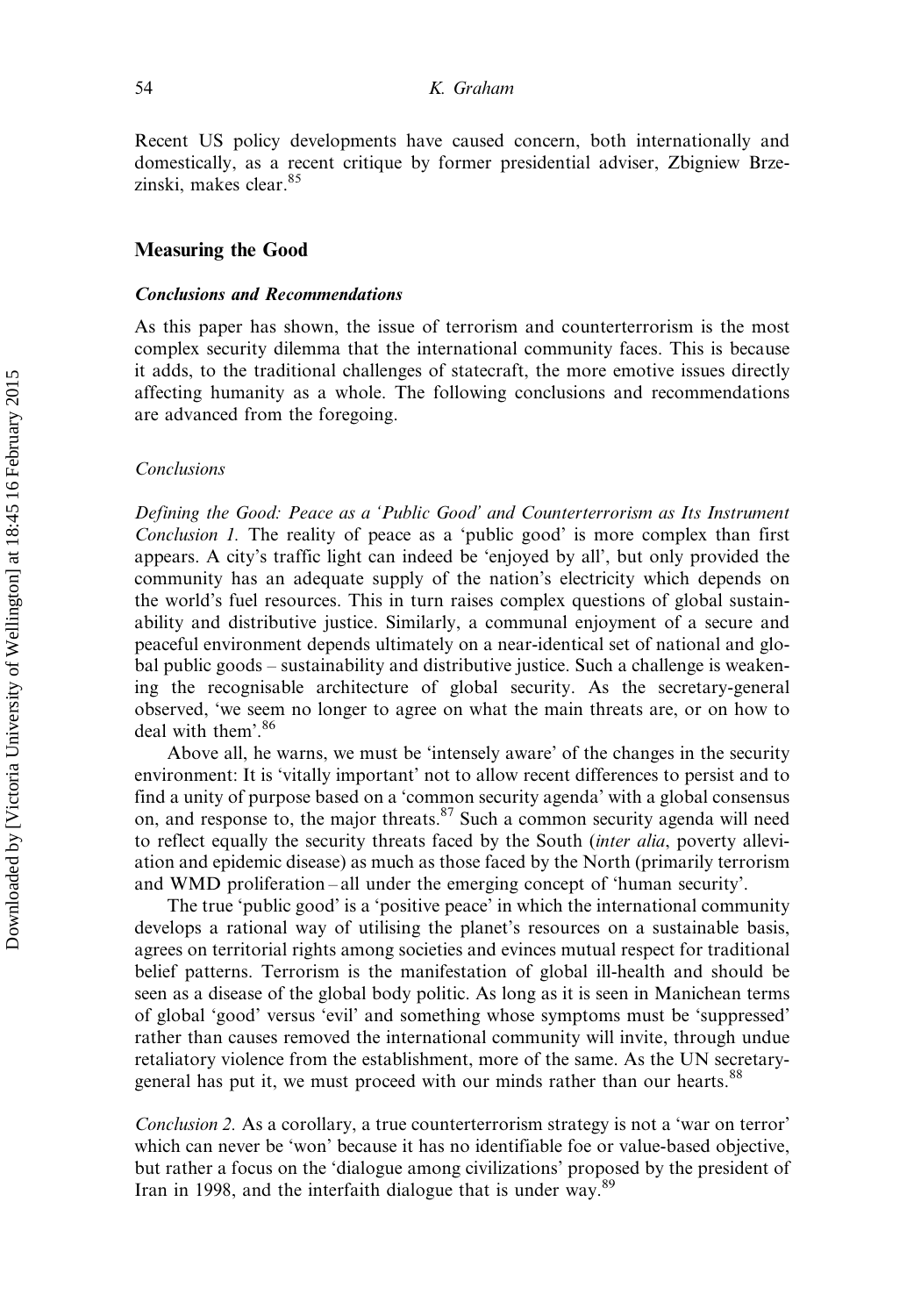Recent US policy developments have caused concern, both internationally and domestically, as a recent critique by former presidential adviser, Zbigniew Brzezinski, makes clear.[85]

## Measuring the Good

### *Conclusions and Recommendations*

As this paper has shown, the issue of terrorism and counterterrorism is the most complex security dilemma that the international community faces. This is because it adds, to the traditional challenges of statecraft, the more emotive issues directly affecting humanity as a whole. The following conclusions and recommendations are advanced from the foregoing.

#### *Conclusions*

*Defining the Good: Peace as a 'Public Good' and Counterterrorism as Its Instrument*
*Conclusion 1.* The reality of peace as a 'public good' is more complex than first appears. A city's traffic light can indeed be 'enjoyed by all', but only provided the community has an adequate supply of the nation's electricity which depends on the world's fuel resources. This in turn raises complex questions of global sustainability and distributive justice. Similarly, a communal enjoyment of a secure and peaceful environment depends ultimately on a near-identical set of national and global public goods – sustainability and distributive justice. Such a challenge is weakening the recognisable architecture of global security. As the secretary-general observed, 'we seem no longer to agree on what the main threats are, or on how to deal with them'.[86]

Above all, he warns, we must be 'intensely aware' of the changes in the security environment: It is 'vitally important' not to allow recent differences to persist and to find a unity of purpose based on a 'common security agenda' with a global consensus on, and response to, the major threats.[87] Such a common security agenda will need to reflect equally the security threats faced by the South (*inter alia*, poverty alleviation and epidemic disease) as much as those faced by the North (primarily terrorism and WMD proliferation – all under the emerging concept of 'human security'.

The true 'public good' is a 'positive peace' in which the international community develops a rational way of utilising the planet's resources on a sustainable basis, agrees on territorial rights among societies and evinces mutual respect for traditional belief patterns. Terrorism is the manifestation of global ill-health and should be seen as a disease of the global body politic. As long as it is seen in Manichean terms of global 'good' versus 'evil' and something whose symptoms must be 'suppressed' rather than causes removed the international community will invite, through undue retaliatory violence from the establishment, more of the same. As the UN secretary-general has put it, we must proceed with our minds rather than our hearts.[88]

*Conclusion 2.* As a corollary, a true counterterrorism strategy is not a 'war on terror' which can never be 'won' because it has no identifiable foe or value-based objective, but rather a focus on the 'dialogue among civilizations' proposed by the president of Iran in 1998, and the interfaith dialogue that is under way.[89]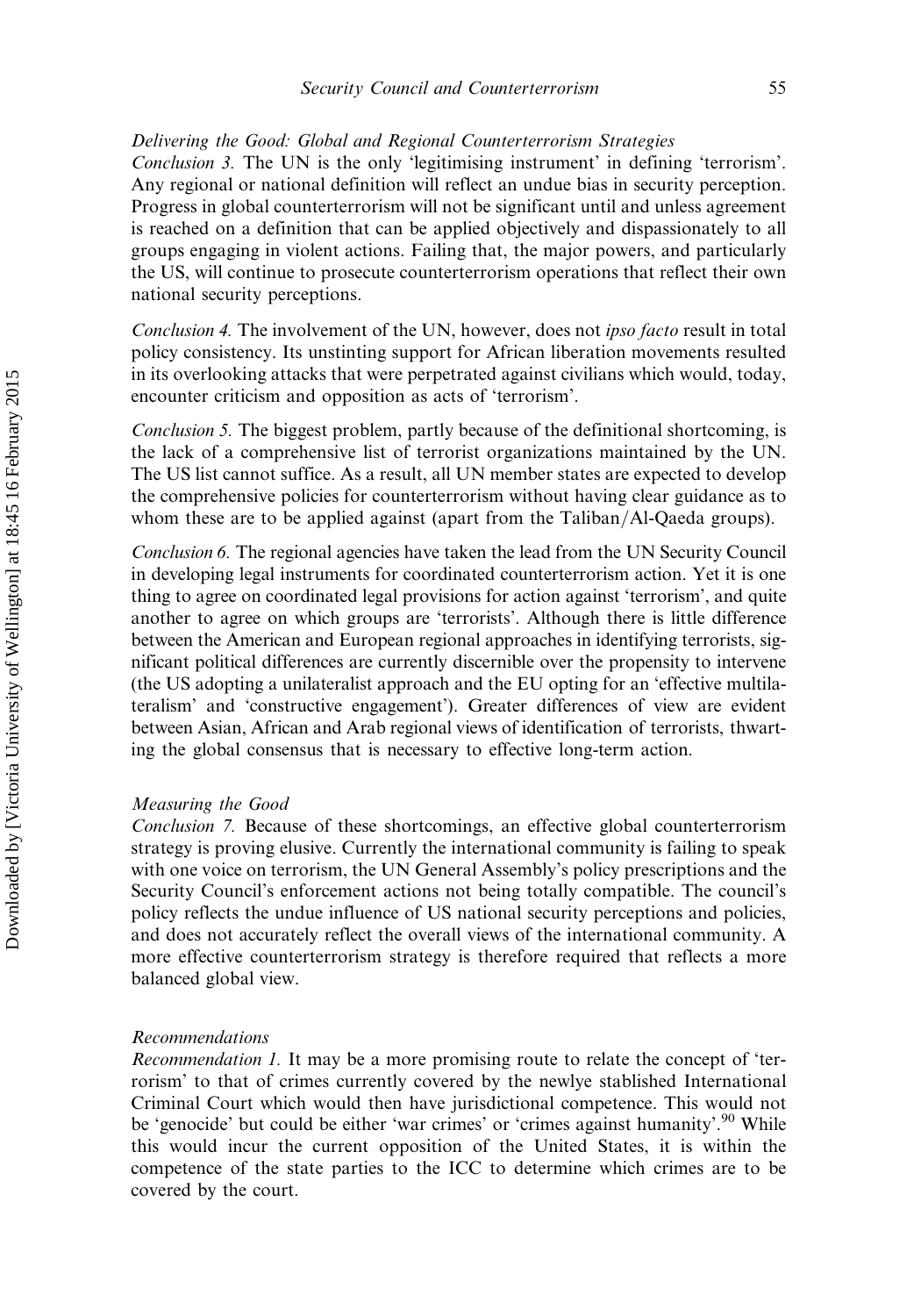*Delivering the Good: Global and Regional Counterterrorism Strategies*

*Conclusion 3.* The UN is the only 'legitimising instrument' in defining 'terrorism'. Any regional or national definition will reflect an undue bias in security perception. Progress in global counterterrorism will not be significant until and unless agreement is reached on a definition that can be applied objectively and dispassionately to all groups engaging in violent actions. Failing that, the major powers, and particularly the US, will continue to prosecute counterterrorism operations that reflect their own national security perceptions.

*Conclusion 4.* The involvement of the UN, however, does not *ipso facto* result in total policy consistency. Its unstinting support for African liberation movements resulted in its overlooking attacks that were perpetrated against civilians which would, today, encounter criticism and opposition as acts of 'terrorism'.

*Conclusion 5.* The biggest problem, partly because of the definitional shortcoming, is the lack of a comprehensive list of terrorist organizations maintained by the UN. The US list cannot suffice. As a result, all UN member states are expected to develop the comprehensive policies for counterterrorism without having clear guidance as to whom these are to be applied against (apart from the Taliban/Al-Qaeda groups).

*Conclusion 6.* The regional agencies have taken the lead from the UN Security Council in developing legal instruments for coordinated counterterrorism action. Yet it is one thing to agree on coordinated legal provisions for action against 'terrorism', and quite another to agree on which groups are 'terrorists'. Although there is little difference between the American and European regional approaches in identifying terrorists, significant political differences are currently discernible over the propensity to intervene (the US adopting a unilateralist approach and the EU opting for an 'effective multilateralism' and 'constructive engagement'). Greater differences of view are evident between Asian, African and Arab regional views of identification of terrorists, thwarting the global consensus that is necessary to effective long-term action.

*Measuring the Good*

*Conclusion 7.* Because of these shortcomings, an effective global counterterrorism strategy is proving elusive. Currently the international community is failing to speak with one voice on terrorism, the UN General Assembly's policy prescriptions and the Security Council's enforcement actions not being totally compatible. The council's policy reflects the undue influence of US national security perceptions and policies, and does not accurately reflect the overall views of the international community. A more effective counterterrorism strategy is therefore required that reflects a more balanced global view.

*Recommendations*

*Recommendation 1.* It may be a more promising route to relate the concept of 'terrorism' to that of crimes currently covered by the newlye stablished International Criminal Court which would then have jurisdictional competence. This would not be 'genocide' but could be either 'war crimes' or 'crimes against humanity'.[90] While this would incur the current opposition of the United States, it is within the competence of the state parties to the ICC to determine which crimes are to be covered by the court.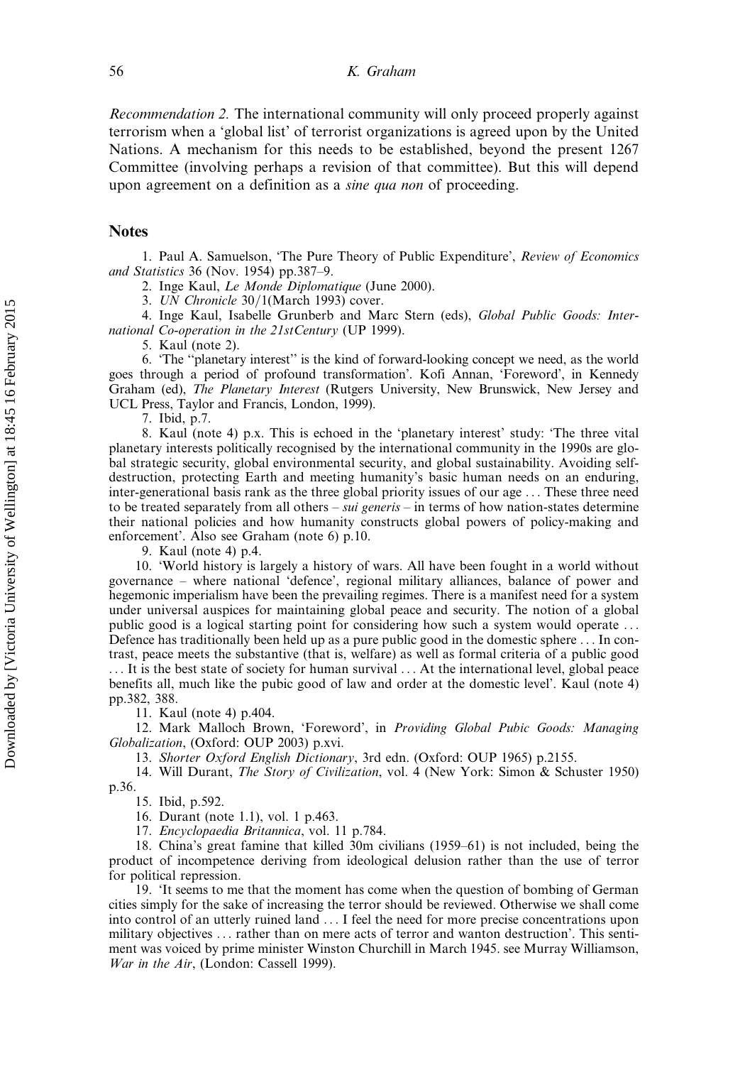*Recommendation 2.* The international community will only proceed properly against terrorism when a 'global list' of terrorist organizations is agreed upon by the United Nations. A mechanism for this needs to be established, beyond the present 1267 Committee (involving perhaps a revision of that committee). But this will depend upon agreement on a definition as a *sine qua non* of proceeding.

## Notes

1. Paul A. Samuelson, 'The Pure Theory of Public Expenditure', *Review of Economics and Statistics* 36 (Nov. 1954) pp.387–9.
2. Inge Kaul, *Le Monde Diplomatique* (June 2000).
3. *UN Chronicle* 30/1(March 1993) cover.
4. Inge Kaul, Isabelle Grunberb and Marc Stern (eds), *Global Public Goods: International Co-operation in the 21stCentury* (UP 1999).
5. Kaul (note 2).
6. 'The "planetary interest" is the kind of forward-looking concept we need, as the world goes through a period of profound transformation'. Kofi Annan, 'Foreword', in Kennedy Graham (ed), *The Planetary Interest* (Rutgers University, New Brunswick, New Jersey and UCL Press, Taylor and Francis, London, 1999).
7. Ibid, p.7.
8. Kaul (note 4) p.x. This is echoed in the 'planetary interest' study: 'The three vital planetary interests politically recognised by the international community in the 1990s are global strategic security, global environmental security, and global sustainability. Avoiding self-destruction, protecting Earth and meeting humanity's basic human needs on an enduring, inter-generational basis rank as the three global priority issues of our age ... These three need to be treated separately from all others – *sui generis* – in terms of how nation-states determine their national policies and how humanity constructs global powers of policy-making and enforcement'. Also see Graham (note 6) p.10.
9. Kaul (note 4) p.4.
10. 'World history is largely a history of wars. All have been fought in a world without governance – where national 'defence', regional military alliances, balance of power and hegemonic imperialism have been the prevailing regimes. There is a manifest need for a system under universal auspices for maintaining global peace and security. The notion of a global public good is a logical starting point for considering how such a system would operate ... Defence has traditionally been held up as a pure public good in the domestic sphere ... In contrast, peace meets the substantive (that is, welfare) as well as formal criteria of a public good ... It is the best state of society for human survival ... At the international level, global peace benefits all, much like the pubic good of law and order at the domestic level'. Kaul (note 4) pp.382, 388.
11. Kaul (note 4) p.404.
12. Mark Malloch Brown, 'Foreword', in *Providing Global Pubic Goods: Managing Globalization*, (Oxford: OUP 2003) p.xvi.
13. *Shorter Oxford English Dictionary*, 3rd edn. (Oxford: OUP 1965) p.2155.
14. Will Durant, *The Story of Civilization*, vol. 4 (New York: Simon & Schuster 1950) p.36.
15. Ibid, p.592.
16. Durant (note 1.1), vol. 1 p.463.
17. *Encyclopaedia Britannica*, vol. 11 p.784.
18. China's great famine that killed 30m civilians (1959–61) is not included, being the product of incompetence deriving from ideological delusion rather than the use of terror for political repression.
19. 'It seems to me that the moment has come when the question of bombing of German cities simply for the sake of increasing the terror should be reviewed. Otherwise we shall come into control of an utterly ruined land ... I feel the need for more precise concentrations upon military objectives ... rather than on mere acts of terror and wanton destruction'. This sentiment was voiced by prime minister Winston Churchill in March 1945. see Murray Williamson, *War in the Air*, (London: Cassell 1999).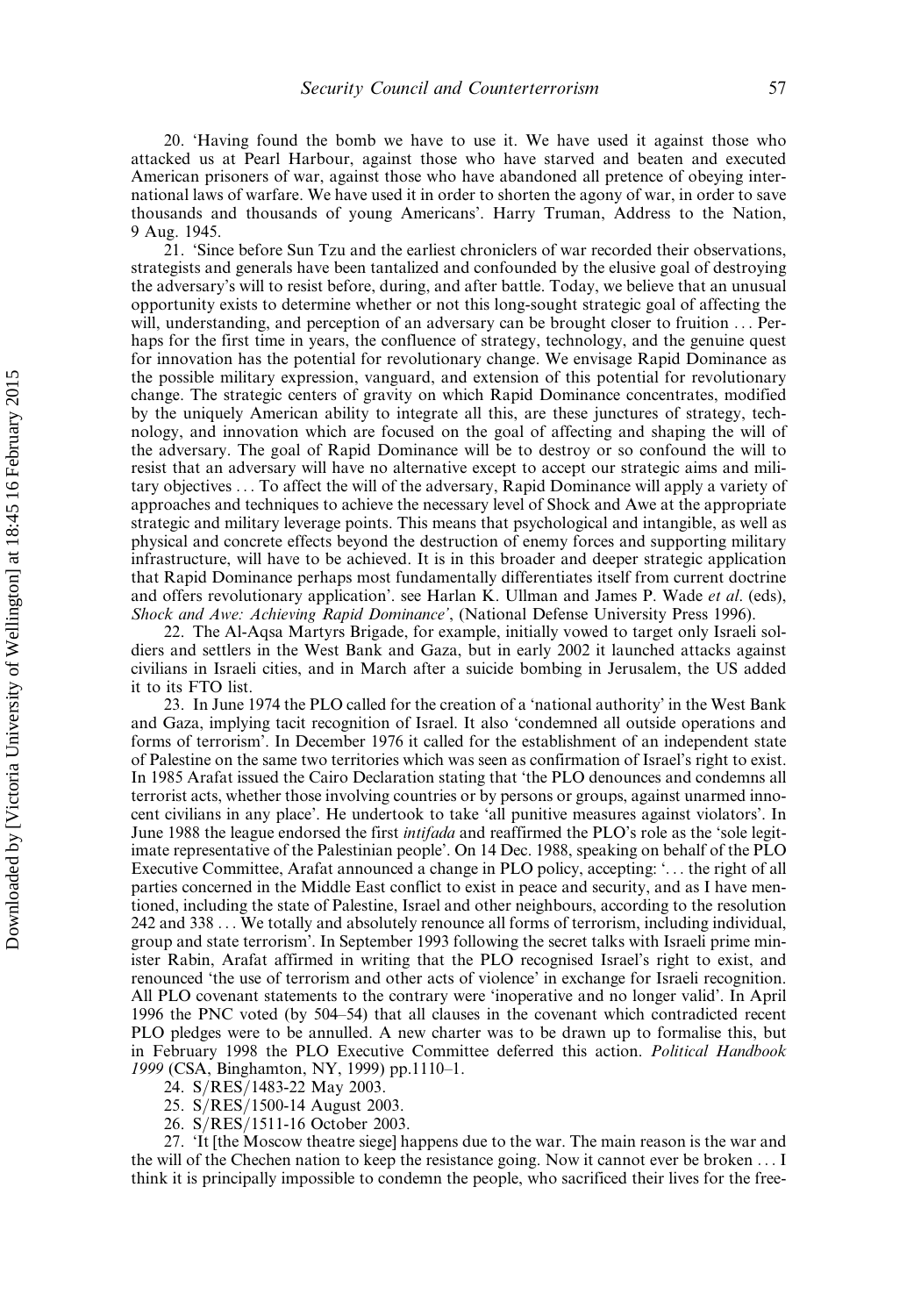20. 'Having found the bomb we have to use it. We have used it against those who attacked us at Pearl Harbour, against those who have starved and beaten and executed American prisoners of war, against those who have abandoned all pretence of obeying international laws of warfare. We have used it in order to shorten the agony of war, in order to save thousands and thousands of young Americans'. Harry Truman, Address to the Nation, 9 Aug. 1945.

21. 'Since before Sun Tzu and the earliest chroniclers of war recorded their observations, strategists and generals have been tantalized and confounded by the elusive goal of destroying the adversary's will to resist before, during, and after battle. Today, we believe that an unusual opportunity exists to determine whether or not this long-sought strategic goal of affecting the will, understanding, and perception of an adversary can be brought closer to fruition ... Perhaps for the first time in years, the confluence of strategy, technology, and the genuine quest for innovation has the potential for revolutionary change. We envisage Rapid Dominance as the possible military expression, vanguard, and extension of this potential for revolutionary change. The strategic centers of gravity on which Rapid Dominance concentrates, modified by the uniquely American ability to integrate all this, are these junctures of strategy, technology, and innovation which are focused on the goal of affecting and shaping the will of the adversary. The goal of Rapid Dominance will be to destroy or so confound the will to resist that an adversary will have no alternative except to accept our strategic aims and military objectives ... To affect the will of the adversary, Rapid Dominance will apply a variety of approaches and techniques to achieve the necessary level of Shock and Awe at the appropriate strategic and military leverage points. This means that psychological and intangible, as well as physical and concrete effects beyond the destruction of enemy forces and supporting military infrastructure, will have to be achieved. It is in this broader and deeper strategic application that Rapid Dominance perhaps most fundamentally differentiates itself from current doctrine and offers revolutionary application'. see Harlan K. Ullman and James P. Wade *et al.* (eds), *Shock and Awe: Achieving Rapid Dominance'*, (National Defense University Press 1996).

22. The Al-Aqsa Martyrs Brigade, for example, initially vowed to target only Israeli soldiers and settlers in the West Bank and Gaza, but in early 2002 it launched attacks against civilians in Israeli cities, and in March after a suicide bombing in Jerusalem, the US added it to its FTO list.

23. In June 1974 the PLO called for the creation of a 'national authority' in the West Bank and Gaza, implying tacit recognition of Israel. It also 'condemned all outside operations and forms of terrorism'. In December 1976 it called for the establishment of an independent state of Palestine on the same two territories which was seen as confirmation of Israel's right to exist. In 1985 Arafat issued the Cairo Declaration stating that 'the PLO denounces and condemns all terrorist acts, whether those involving countries or by persons or groups, against unarmed innocent civilians in any place'. He undertook to take 'all punitive measures against violators'. In June 1988 the league endorsed the first *intifada* and reaffirmed the PLO's role as the 'sole legitimate representative of the Palestinian people'. On 14 Dec. 1988, speaking on behalf of the PLO Executive Committee, Arafat announced a change in PLO policy, accepting: '... the right of all parties concerned in the Middle East conflict to exist in peace and security, and as I have mentioned, including the state of Palestine, Israel and other neighbours, according to the resolution 242 and 338 ... We totally and absolutely renounce all forms of terrorism, including individual, group and state terrorism'. In September 1993 following the secret talks with Israeli prime minister Rabin, Arafat affirmed in writing that the PLO recognised Israel's right to exist, and renounced 'the use of terrorism and other acts of violence' in exchange for Israeli recognition. All PLO covenant statements to the contrary were 'inoperative and no longer valid'. In April 1996 the PNC voted (by 504–54) that all clauses in the covenant which contradicted recent PLO pledges were to be annulled. A new charter was to be drawn up to formalise this, but in February 1998 the PLO Executive Committee deferred this action. *Political Handbook 1999* (CSA, Binghamton, NY, 1999) pp.1110–1.

24. S/RES/1483-22 May 2003.

25. S/RES/1500-14 August 2003.

26. S/RES/1511-16 October 2003.

27. 'It [the Moscow theatre siege] happens due to the war. The main reason is the war and the will of the Chechen nation to keep the resistance going. Now it cannot ever be broken ... I think it is principally impossible to condemn the people, who sacrificed their lives for the free-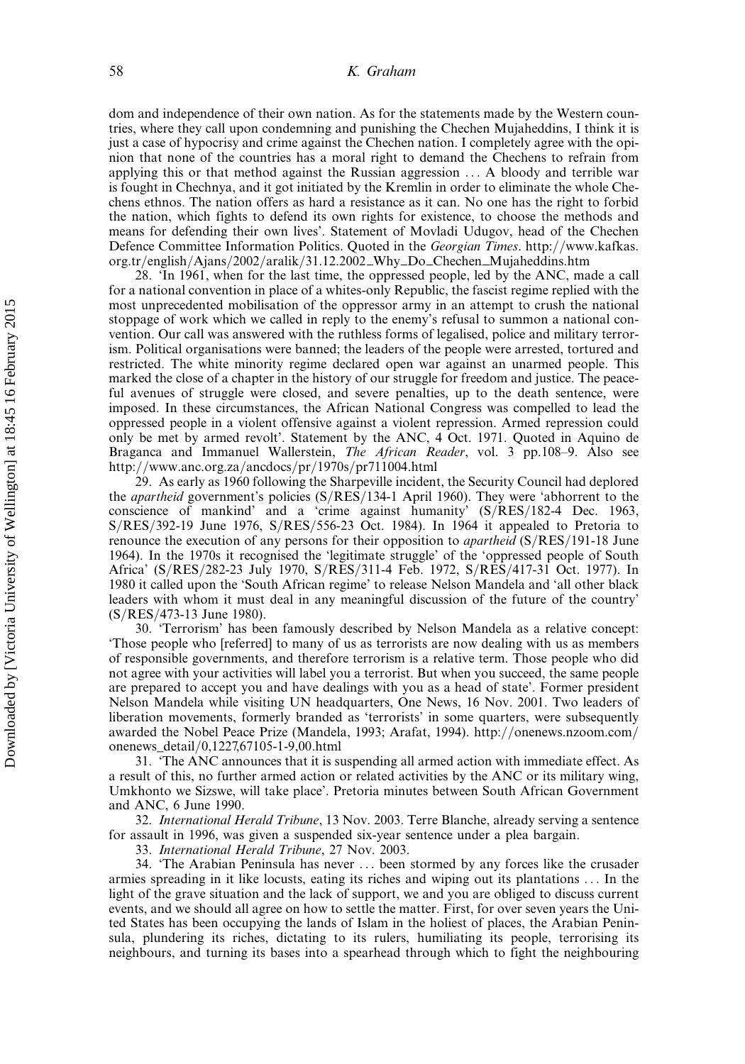dom and independence of their own nation. As for the statements made by the Western countries, where they call upon condemning and punishing the Chechen Mujaheddins, I think it is just a case of hypocrisy and crime against the Chechen nation. I completely agree with the opinion that none of the countries has a moral right to demand the Chechens to refrain from applying this or that method against the Russian aggression ... A bloody and terrible war is fought in Chechnya, and it got initiated by the Kremlin in order to eliminate the whole Chechens ethnos. The nation offers as hard a resistance as it can. No one has the right to forbid the nation, which fights to defend its own rights for existence, to choose the methods and means for defending their own lives'. Statement of Movladi Udugov, head of the Chechen Defence Committee Information Politics. Quoted in the *Georgian Times*. http://www.kafkas.org.tr/english/Ajans/2002/aralik/31.12.2002_Why_Do_Chechen_Mujaheddins.htm

28. 'In 1961, when for the last time, the oppressed people, led by the ANC, made a call for a national convention in place of a whites-only Republic, the fascist regime replied with the most unprecedented mobilisation of the oppressor army in an attempt to crush the national stoppage of work which we called in reply to the enemy's refusal to summon a national convention. Our call was answered with the ruthless forms of legalised, police and military terrorism. Political organisations were banned; the leaders of the people were arrested, tortured and restricted. The white minority regime declared open war against an unarmed people. This marked the close of a chapter in the history of our struggle for freedom and justice. The peaceful avenues of struggle were closed, and severe penalties, up to the death sentence, were imposed. In these circumstances, the African National Congress was compelled to lead the oppressed people in a violent offensive against a violent repression. Armed repression could only be met by armed revolt'. Statement by the ANC, 4 Oct. 1971. Quoted in Aquino de Braganca and Immanuel Wallerstein, *The African Reader*, vol. 3 pp.108–9. Also see http://www.anc.org.za/ancdocs/pr/1970s/pr711004.html

29. As early as 1960 following the Sharpeville incident, the Security Council had deplored the *apartheid* government's policies (S/RES/134-1 April 1960). They were 'abhorrent to the conscience of mankind' and a 'crime against humanity' (S/RES/182-4 Dec. 1963, S/RES/392-19 June 1976, S/RES/556-23 Oct. 1984). In 1964 it appealed to Pretoria to renounce the execution of any persons for their opposition to *apartheid* (S/RES/191-18 June 1964). In the 1970s it recognised the 'legitimate struggle' of the 'oppressed people of South Africa' (S/RES/282-23 July 1970, S/RES/311-4 Feb. 1972, S/RES/417-31 Oct. 1977). In 1980 it called upon the 'South African regime' to release Nelson Mandela and 'all other black leaders with whom it must deal in any meaningful discussion of the future of the country' (S/RES/473-13 June 1980).

30. 'Terrorism' has been famously described by Nelson Mandela as a relative concept: 'Those people who [referred] to many of us as terrorists are now dealing with us as members of responsible governments, and therefore terrorism is a relative term. Those people who did not agree with your activities will label you a terrorist. But when you succeed, the same people are prepared to accept you and have dealings with you as a head of state'. Former president Nelson Mandela while visiting UN headquarters, One News, 16 Nov. 2001. Two leaders of liberation movements, formerly branded as 'terrorists' in some quarters, were subsequently awarded the Nobel Peace Prize (Mandela, 1993; Arafat, 1994). http://onenews.nzoom.com/onenews_detail/0,1227,67105-1-9,00.html

31. 'The ANC announces that it is suspending all armed action with immediate effect. As a result of this, no further armed action or related activities by the ANC or its military wing, Umkhonto we Sizswe, will take place'. Pretoria minutes between South African Government and ANC, 6 June 1990.

32. *International Herald Tribune*, 13 Nov. 2003. Terre Blanche, already serving a sentence for assault in 1996, was given a suspended six-year sentence under a plea bargain.

33. *International Herald Tribune*, 27 Nov. 2003.

34. 'The Arabian Peninsula has never ... been stormed by any forces like the crusader armies spreading in it like locusts, eating its riches and wiping out its plantations ... In the light of the grave situation and the lack of support, we and you are obliged to discuss current events, and we should all agree on how to settle the matter. First, for over seven years the United States has been occupying the lands of Islam in the holiest of places, the Arabian Peninsula, plundering its riches, dictating to its rulers, humiliating its people, terrorising its neighbours, and turning its bases into a spearhead through which to fight the neighbouring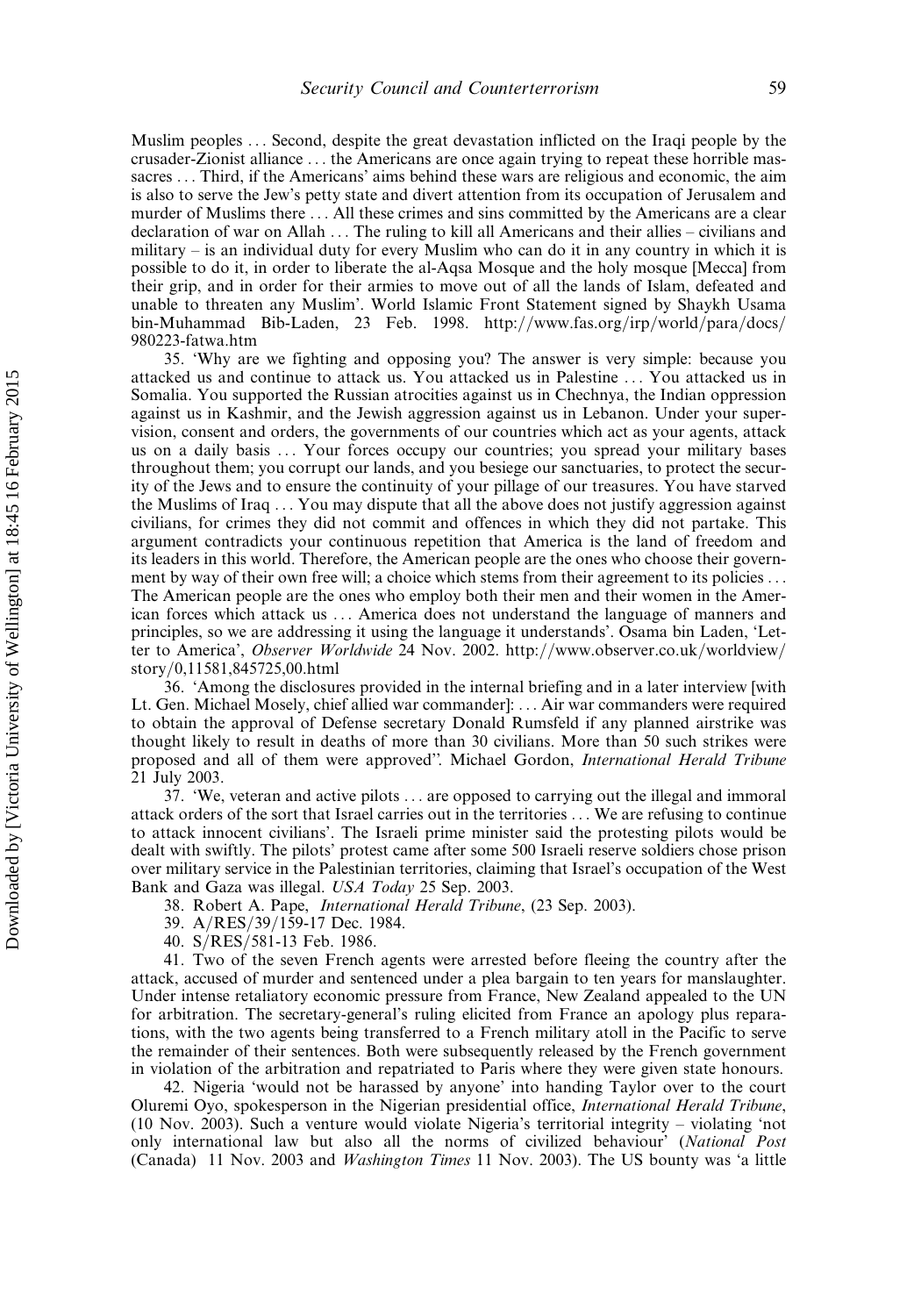Muslim peoples ... Second, despite the great devastation inflicted on the Iraqi people by the crusader-Zionist alliance ... the Americans are once again trying to repeat these horrible massacres ... Third, if the Americans' aims behind these wars are religious and economic, the aim is also to serve the Jew's petty state and divert attention from its occupation of Jerusalem and murder of Muslims there ... All these crimes and sins committed by the Americans are a clear declaration of war on Allah ... The ruling to kill all Americans and their allies – civilians and military – is an individual duty for every Muslim who can do it in any country in which it is possible to do it, in order to liberate the al-Aqsa Mosque and the holy mosque [Mecca] from their grip, and in order for their armies to move out of all the lands of Islam, defeated and unable to threaten any Muslim'. World Islamic Front Statement signed by Shaykh Usama bin-Muhammad Bib-Laden, 23 Feb. 1998. http://www.fas.org/irp/world/para/docs/980223-fatwa.htm

35. 'Why are we fighting and opposing you? The answer is very simple: because you attacked us and continue to attack us. You attacked us in Palestine ... You attacked us in Somalia. You supported the Russian atrocities against us in Chechnya, the Indian oppression against us in Kashmir, and the Jewish aggression against us in Lebanon. Under your supervision, consent and orders, the governments of our countries which act as your agents, attack us on a daily basis ... Your forces occupy our countries; you spread your military bases throughout them; you corrupt our lands, and you besiege our sanctuaries, to protect the security of the Jews and to ensure the continuity of your pillage of our treasures. You have starved the Muslims of Iraq ... You may dispute that all the above does not justify aggression against civilians, for crimes they did not commit and offences in which they did not partake. This argument contradicts your continuous repetition that America is the land of freedom and its leaders in this world. Therefore, the American people are the ones who choose their government by way of their own free will; a choice which stems from their agreement to its policies ... The American people are the ones who employ both their men and their women in the American forces which attack us ... America does not understand the language of manners and principles, so we are addressing it using the language it understands'. Osama bin Laden, 'Letter to America', *Observer Worldwide* 24 Nov. 2002. http://www.observer.co.uk/worldview/story/0,11581,845725,00.html

36. 'Among the disclosures provided in the internal briefing and in a later interview [with Lt. Gen. Michael Mosely, chief allied war commander]: ... Air war commanders were required to obtain the approval of Defense secretary Donald Rumsfeld if any planned airstrike was thought likely to result in deaths of more than 30 civilians. More than 50 such strikes were proposed and all of them were approved". Michael Gordon, *International Herald Tribune* 21 July 2003.

37. 'We, veteran and active pilots ... are opposed to carrying out the illegal and immoral attack orders of the sort that Israel carries out in the territories ... We are refusing to continue to attack innocent civilians'. The Israeli prime minister said the protesting pilots would be dealt with swiftly. The pilots' protest came after some 500 Israeli reserve soldiers chose prison over military service in the Palestinian territories, claiming that Israel's occupation of the West Bank and Gaza was illegal. *USA Today* 25 Sep. 2003.

38. Robert A. Pape, *International Herald Tribune*, (23 Sep. 2003).

39. A/RES/39/159-17 Dec. 1984.

40. S/RES/581-13 Feb. 1986.

41. Two of the seven French agents were arrested before fleeing the country after the attack, accused of murder and sentenced under a plea bargain to ten years for manslaughter. Under intense retaliatory economic pressure from France, New Zealand appealed to the UN for arbitration. The secretary-general's ruling elicited from France an apology plus reparations, with the two agents being transferred to a French military atoll in the Pacific to serve the remainder of their sentences. Both were subsequently released by the French government in violation of the arbitration and repatriated to Paris where they were given state honours.

42. Nigeria 'would not be harassed by anyone' into handing Taylor over to the court Oluremi Oyo, spokesperson in the Nigerian presidential office, *International Herald Tribune*, (10 Nov. 2003). Such a venture would violate Nigeria's territorial integrity – violating 'not only international law but also all the norms of civilized behaviour' (*National Post* (Canada) 11 Nov. 2003 and *Washington Times* 11 Nov. 2003). The US bounty was 'a little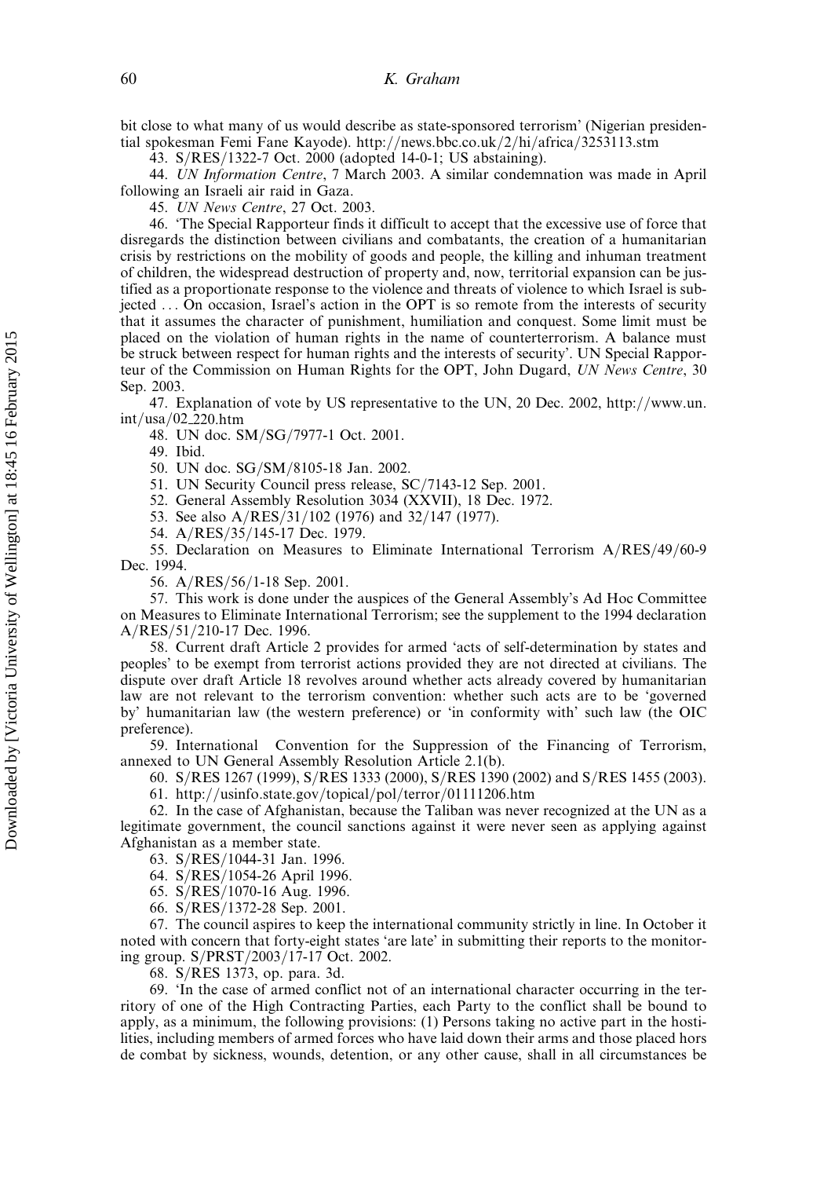bit close to what many of us would describe as state-sponsored terrorism' (Nigerian presidential spokesman Femi Fane Kayode). http://news.bbc.co.uk/2/hi/africa/3253113.stm

43. S/RES/1322-7 Oct. 2000 (adopted 14-0-1; US abstaining).

44. *UN Information Centre*, 7 March 2003. A similar condemnation was made in April following an Israeli air raid in Gaza.

45. *UN News Centre*, 27 Oct. 2003.

46. 'The Special Rapporteur finds it difficult to accept that the excessive use of force that disregards the distinction between civilians and combatants, the creation of a humanitarian crisis by restrictions on the mobility of goods and people, the killing and inhuman treatment of children, the widespread destruction of property and, now, territorial expansion can be justified as a proportionate response to the violence and threats of violence to which Israel is subjected ... On occasion, Israel's action in the OPT is so remote from the interests of security that it assumes the character of punishment, humiliation and conquest. Some limit must be placed on the violation of human rights in the name of counterterrorism. A balance must be struck between respect for human rights and the interests of security'. UN Special Rapporteur of the Commission on Human Rights for the OPT, John Dugard, *UN News Centre*, 30 Sep. 2003.

47. Explanation of vote by US representative to the UN, 20 Dec. 2002, http://www.un.int/usa/02_220.htm

48. UN doc. SM/SG/7977-1 Oct. 2001.

49. Ibid.

50. UN doc. SG/SM/8105-18 Jan. 2002.

51. UN Security Council press release, SC/7143-12 Sep. 2001.

52. General Assembly Resolution 3034 (XXVII), 18 Dec. 1972.

53. See also A/RES/31/102 (1976) and 32/147 (1977).

54. A/RES/35/145-17 Dec. 1979.

55. Declaration on Measures to Eliminate International Terrorism A/RES/49/60-9 Dec. 1994.

56. A/RES/56/1-18 Sep. 2001.

57. This work is done under the auspices of the General Assembly's Ad Hoc Committee on Measures to Eliminate International Terrorism; see the supplement to the 1994 declaration A/RES/51/210-17 Dec. 1996.

58. Current draft Article 2 provides for armed 'acts of self-determination by states and peoples' to be exempt from terrorist actions provided they are not directed at civilians. The dispute over draft Article 18 revolves around whether acts already covered by humanitarian law are not relevant to the terrorism convention: whether such acts are to be 'governed by' humanitarian law (the western preference) or 'in conformity with' such law (the OIC preference).

59. International Convention for the Suppression of the Financing of Terrorism, annexed to UN General Assembly Resolution Article 2.1(b).

60. S/RES 1267 (1999), S/RES 1333 (2000), S/RES 1390 (2002) and S/RES 1455 (2003).

61. http://usinfo.state.gov/topical/pol/terror/01111206.htm

62. In the case of Afghanistan, because the Taliban was never recognized at the UN as a legitimate government, the council sanctions against it were never seen as applying against Afghanistan as a member state.

63. S/RES/1044-31 Jan. 1996.

64. S/RES/1054-26 April 1996.

65. S/RES/1070-16 Aug. 1996.

66. S/RES/1372-28 Sep. 2001.

67. The council aspires to keep the international community strictly in line. In October it noted with concern that forty-eight states 'are late' in submitting their reports to the monitoring group. S/PRST/2003/17-17 Oct. 2002.

68. S/RES 1373, op. para. 3d.

69. 'In the case of armed conflict not of an international character occurring in the territory of one of the High Contracting Parties, each Party to the conflict shall be bound to apply, as a minimum, the following provisions: (1) Persons taking no active part in the hostilities, including members of armed forces who have laid down their arms and those placed hors de combat by sickness, wounds, detention, or any other cause, shall in all circumstances be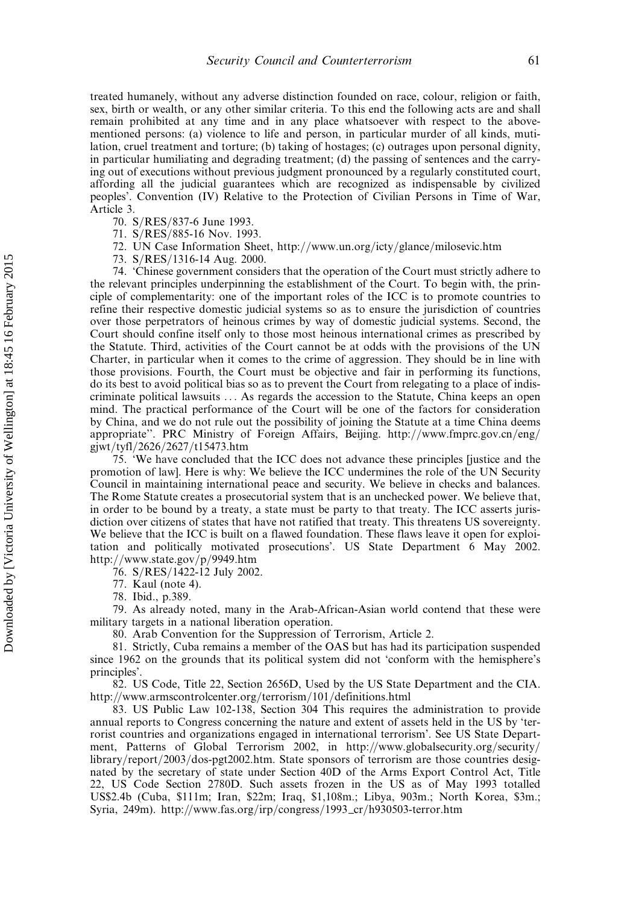treated humanely, without any adverse distinction founded on race, colour, religion or faith, sex, birth or wealth, or any other similar criteria. To this end the following acts are and shall remain prohibited at any time and in any place whatsoever with respect to the above-mentioned persons: (a) violence to life and person, in particular murder of all kinds, mutilation, cruel treatment and torture; (b) taking of hostages; (c) outrages upon personal dignity, in particular humiliating and degrading treatment; (d) the passing of sentences and the carrying out of executions without previous judgment pronounced by a regularly constituted court, affording all the judicial guarantees which are recognized as indispensable by civilized peoples'. Convention (IV) Relative to the Protection of Civilian Persons in Time of War, Article 3.

70. S/RES/837-6 June 1993.

71. S/RES/885-16 Nov. 1993.

72. UN Case Information Sheet, http://www.un.org/icty/glance/milosevic.htm

73. S/RES/1316-14 Aug. 2000.

74. 'Chinese government considers that the operation of the Court must strictly adhere to the relevant principles underpinning the establishment of the Court. To begin with, the principle of complementarity: one of the important roles of the ICC is to promote countries to refine their respective domestic judicial systems so as to ensure the jurisdiction of countries over those perpetrators of heinous crimes by way of domestic judicial systems. Second, the Court should confine itself only to those most heinous international crimes as prescribed by the Statute. Third, activities of the Court cannot be at odds with the provisions of the UN Charter, in particular when it comes to the crime of aggression. They should be in line with those provisions. Fourth, the Court must be objective and fair in performing its functions, do its best to avoid political bias so as to prevent the Court from relegating to a place of indiscriminate political lawsuits ... As regards the accession to the Statute, China keeps an open mind. The practical performance of the Court will be one of the factors for consideration by China, and we do not rule out the possibility of joining the Statute at a time China deems appropriate''. PRC Ministry of Foreign Affairs, Beijing. http://www.fmprc.gov.cn/eng/gjwt/tyfl/2626/2627/t15473.htm

75. 'We have concluded that the ICC does not advance these principles [justice and the promotion of law]. Here is why: We believe the ICC undermines the role of the UN Security Council in maintaining international peace and security. We believe in checks and balances. The Rome Statute creates a prosecutorial system that is an unchecked power. We believe that, in order to be bound by a treaty, a state must be party to that treaty. The ICC asserts jurisdiction over citizens of states that have not ratified that treaty. This threatens US sovereignty. We believe that the ICC is built on a flawed foundation. These flaws leave it open for exploitation and politically motivated prosecutions'. US State Department 6 May 2002. http://www.state.gov/p/9949.htm

76. S/RES/1422-12 July 2002.

77. Kaul (note 4).

78. Ibid., p.389.

79. As already noted, many in the Arab-African-Asian world contend that these were military targets in a national liberation operation.

80. Arab Convention for the Suppression of Terrorism, Article 2.

81. Strictly, Cuba remains a member of the OAS but has had its participation suspended since 1962 on the grounds that its political system did not 'conform with the hemisphere's principles'.

82. US Code, Title 22, Section 2656D, Used by the US State Department and the CIA. http://www.armscontrolcenter.org/terrorism/101/definitions.html

83. US Public Law 102-138, Section 304 This requires the administration to provide annual reports to Congress concerning the nature and extent of assets held in the US by 'terrorist countries and organizations engaged in international terrorism'. See US State Department, Patterns of Global Terrorism 2002, in http://www.globalsecurity.org/security/library/report/2003/dos-pgt2002.htm. State sponsors of terrorism are those countries designated by the secretary of state under Section 40D of the Arms Export Control Act, Title 22, US Code Section 2780D. Such assets frozen in the US as of May 1993 totalled US$2.4b (Cuba, $111m; Iran, $22m; Iraq, $1,108m.; Libya, 903m.; North Korea, $3m.; Syria, 249m). http://www.fas.org/irp/congress/1993_cr/h930503-terror.htm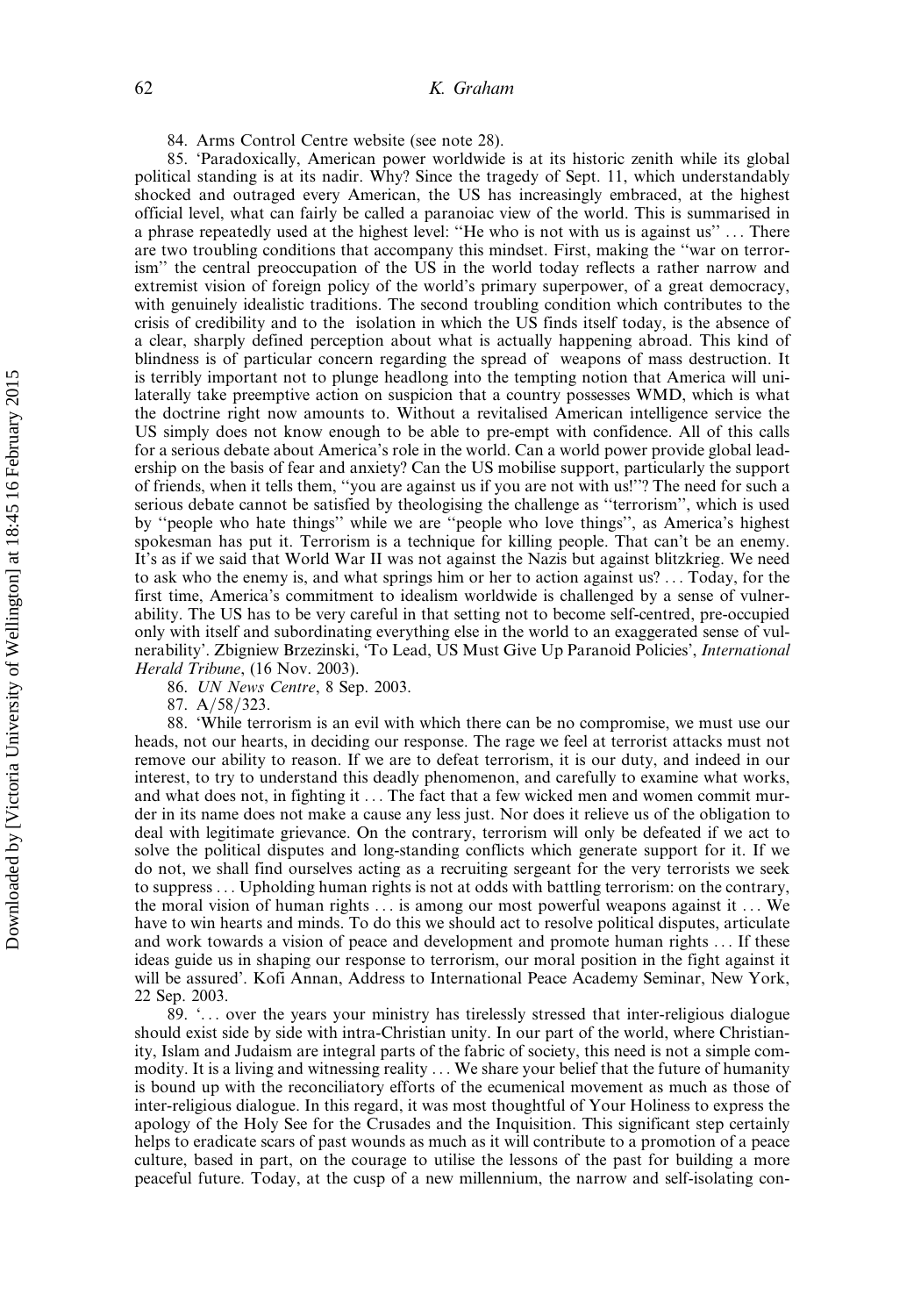84. Arms Control Centre website (see note 28).

85. 'Paradoxically, American power worldwide is at its historic zenith while its global political standing is at its nadir. Why? Since the tragedy of Sept. 11, which understandably shocked and outraged every American, the US has increasingly embraced, at the highest official level, what can fairly be called a paranoiac view of the world. This is summarised in a phrase repeatedly used at the highest level: "He who is not with us is against us" ... There are two troubling conditions that accompany this mindset. First, making the "war on terrorism" the central preoccupation of the US in the world today reflects a rather narrow and extremist vision of foreign policy of the world's primary superpower, of a great democracy, with genuinely idealistic traditions. The second troubling condition which contributes to the crisis of credibility and to the isolation in which the US finds itself today, is the absence of a clear, sharply defined perception about what is actually happening abroad. This kind of blindness is of particular concern regarding the spread of weapons of mass destruction. It is terribly important not to plunge headlong into the tempting notion that America will unilaterally take preemptive action on suspicion that a country possesses WMD, which is what the doctrine right now amounts to. Without a revitalised American intelligence service the US simply does not know enough to be able to pre-empt with confidence. All of this calls for a serious debate about America's role in the world. Can a world power provide global leadership on the basis of fear and anxiety? Can the US mobilise support, particularly the support of friends, when it tells them, "you are against us if you are not with us!"? The need for such a serious debate cannot be satisfied by theologising the challenge as "terrorism", which is used by "people who hate things" while we are "people who love things", as America's highest spokesman has put it. Terrorism is a technique for killing people. That can't be an enemy. It's as if we said that World War II was not against the Nazis but against blitzkrieg. We need to ask who the enemy is, and what springs him or her to action against us? ... Today, for the first time, America's commitment to idealism worldwide is challenged by a sense of vulnerability. The US has to be very careful in that setting not to become self-centred, pre-occupied only with itself and subordinating everything else in the world to an exaggerated sense of vulnerability'. Zbigniew Brzezinski, 'To Lead, US Must Give Up Paranoid Policies', *International Herald Tribune*, (16 Nov. 2003).

86. *UN News Centre*, 8 Sep. 2003.

87. A/58/323.

88. 'While terrorism is an evil with which there can be no compromise, we must use our heads, not our hearts, in deciding our response. The rage we feel at terrorist attacks must not remove our ability to reason. If we are to defeat terrorism, it is our duty, and indeed in our interest, to try to understand this deadly phenomenon, and carefully to examine what works, and what does not, in fighting it ... The fact that a few wicked men and women commit murder in its name does not make a cause any less just. Nor does it relieve us of the obligation to deal with legitimate grievance. On the contrary, terrorism will only be defeated if we act to solve the political disputes and long-standing conflicts which generate support for it. If we do not, we shall find ourselves acting as a recruiting sergeant for the very terrorists we seek to suppress ... Upholding human rights is not at odds with battling terrorism: on the contrary, the moral vision of human rights ... is among our most powerful weapons against it ... We have to win hearts and minds. To do this we should act to resolve political disputes, articulate and work towards a vision of peace and development and promote human rights ... If these ideas guide us in shaping our response to terrorism, our moral position in the fight against it will be assured'. Kofi Annan, Address to International Peace Academy Seminar, New York, 22 Sep. 2003.

89. '... over the years your ministry has tirelessly stressed that inter-religious dialogue should exist side by side with intra-Christian unity. In our part of the world, where Christianity, Islam and Judaism are integral parts of the fabric of society, this need is not a simple commodity. It is a living and witnessing reality ... We share your belief that the future of humanity is bound up with the reconciliatory efforts of the ecumenical movement as much as those of inter-religious dialogue. In this regard, it was most thoughtful of Your Holiness to express the apology of the Holy See for the Crusades and the Inquisition. This significant step certainly helps to eradicate scars of past wounds as much as it will contribute to a promotion of a peace culture, based in part, on the courage to utilise the lessons of the past for building a more peaceful future. Today, at the cusp of a new millennium, the narrow and self-isolating con-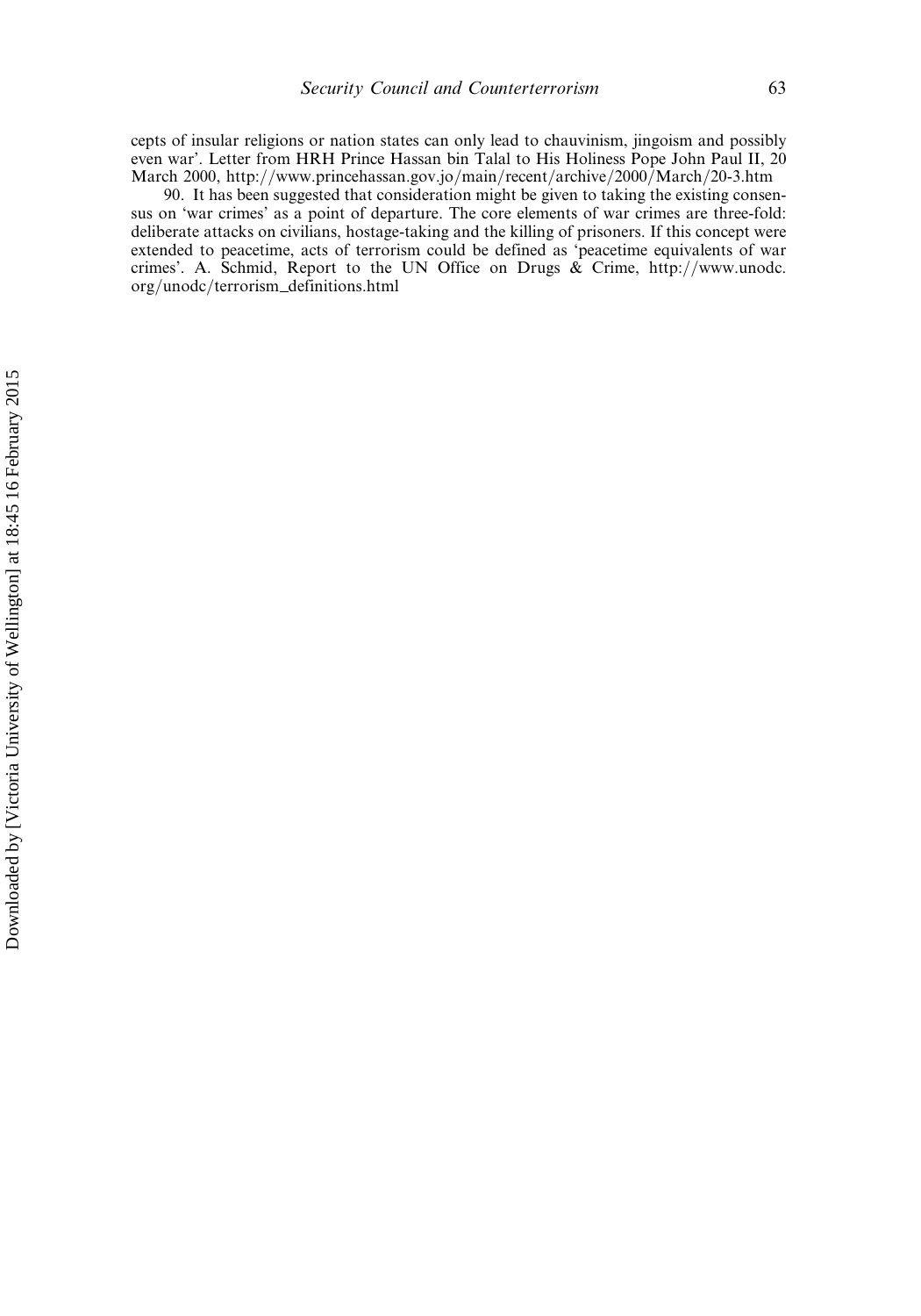cepts of insular religions or nation states can only lead to chauvinism, jingoism and possibly even war'. Letter from HRH Prince Hassan bin Talal to His Holiness Pope John Paul II, 20 March 2000, http://www.princehassan.gov.jo/main/recent/archive/2000/March/20-3.htm

90. It has been suggested that consideration might be given to taking the existing consensus on 'war crimes' as a point of departure. The core elements of war crimes are three-fold: deliberate attacks on civilians, hostage-taking and the killing of prisoners. If this concept were extended to peacetime, acts of terrorism could be defined as 'peacetime equivalents of war crimes'. A. Schmid, Report to the UN Office on Drugs & Crime, http://www.unodc.org/unodc/terrorism_definitions.html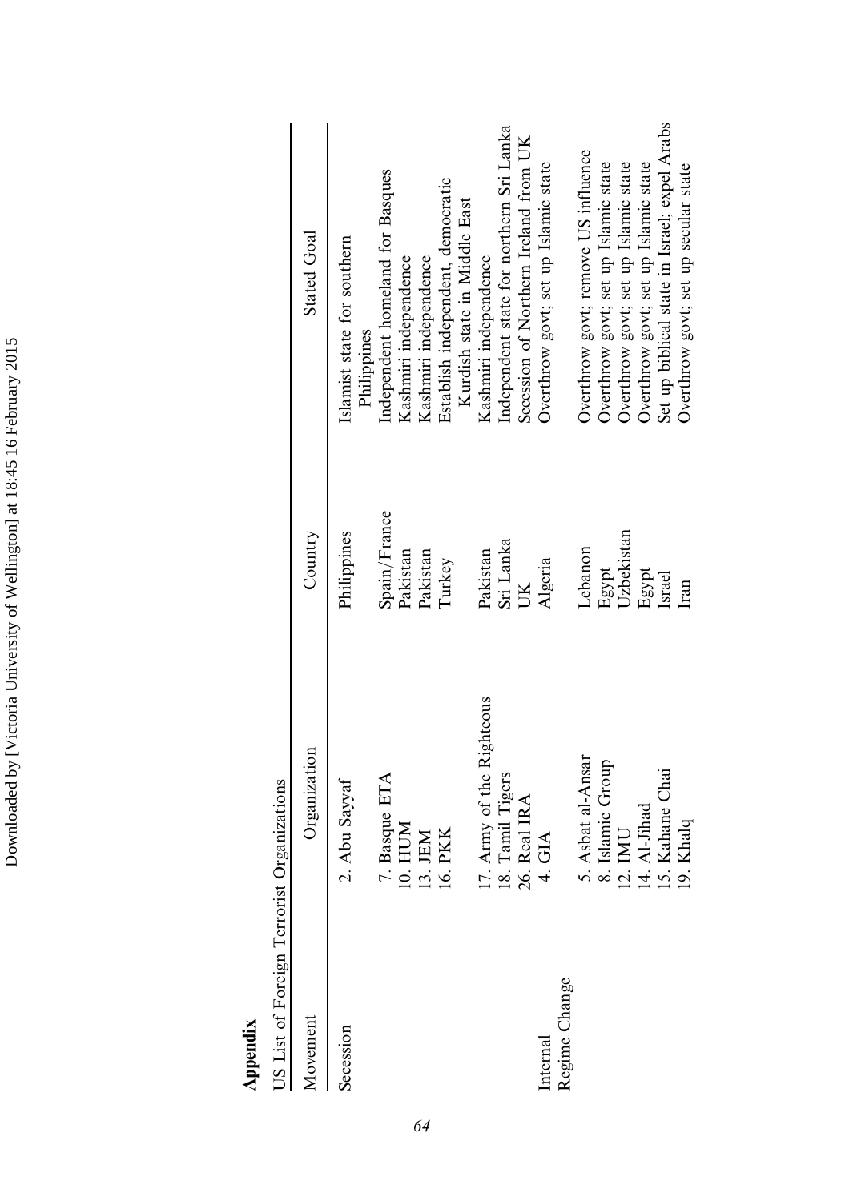**Appendix**

US List of Foreign Terrorist Organizations

| Movement | Organization | Country | Stated Goal |
|---|---|---|---|
| Secession | 2. Abu Sayyaf | Philippines | Islamist state for southern Philippines |
| | 7. Basque ETA | Spain/France | Independent homeland for Basques |
| | 10. HUM | Pakistan | Kashmiri independence |
| | 13. JEM | Pakistan | Kashmiri independence |
| | 16. PKK | Turkey | Establish independent, democratic Kurdish state in Middle East |
| | 17. Army of the Righteous | Pakistan | Kashmiri independence |
| | 18. Tamil Tigers | Sri Lanka | Independent state for northern Sri Lanka |
| | 26. Real IRA | UK | Secession of Northern Ireland from UK |
| Internal Regime Change | 4. GIA | Algeria | Overthrow govt; set up Islamic state |
| | 5. Asbat al-Ansar | Lebanon | Overthrow govt; remove US influence |
| | 8. Islamic Group | Egypt | Overthrow govt; set up Islamic state |
| | 12. IMU | Uzbekistan | Overthrow govt; set up Islamic state |
| | 14. Al-Jihad | Egypt | Overthrow govt; set up Islamic state |
| | 15. Kahane Chai | Israel | Set up biblical state in Israel; expel Arabs |
| | 19. Khalq | Iran | Overthrow govt; set up secular state |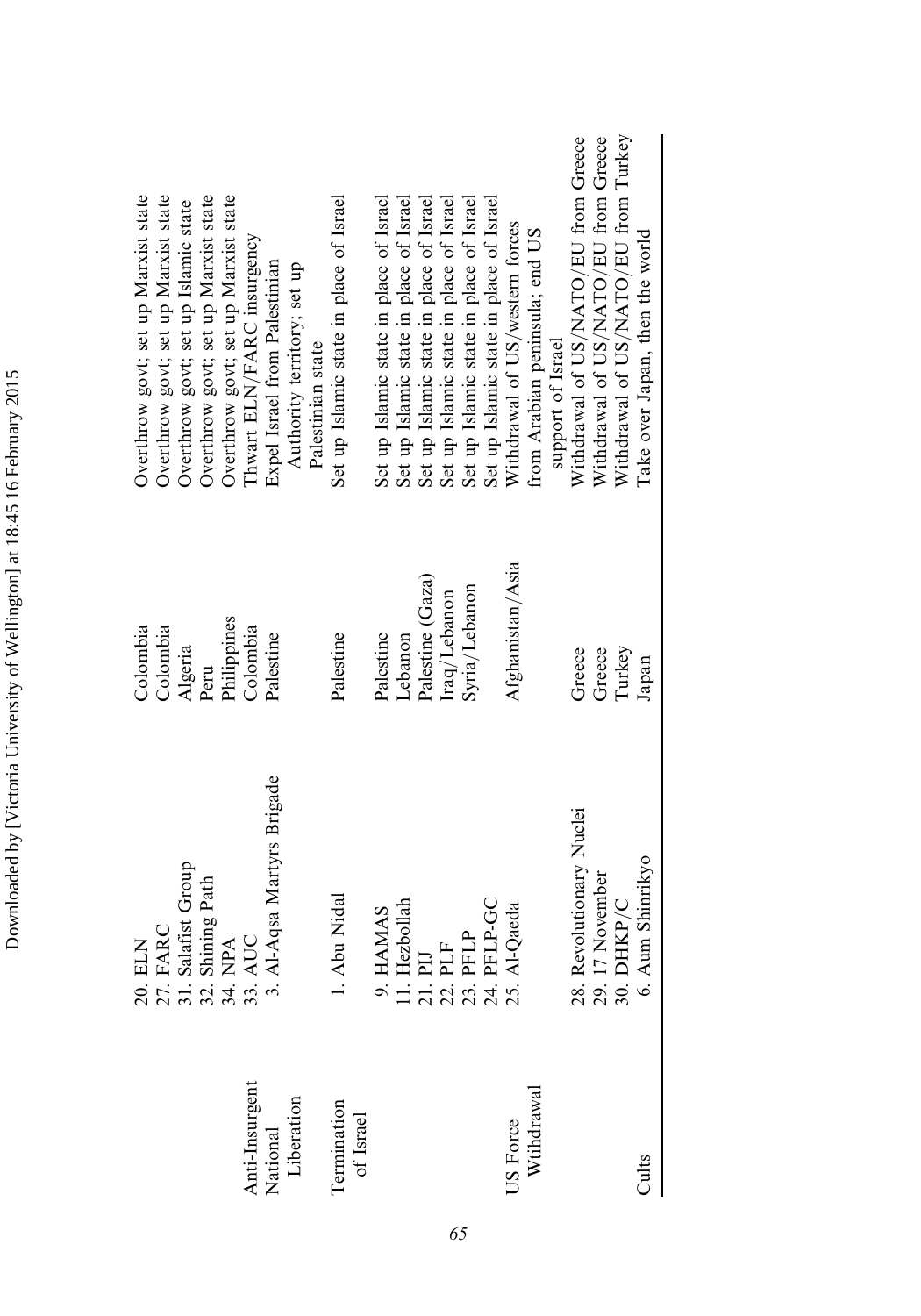| | | | |
|---|---|---|---|
| | 20. ELN | Colombia | Overthrow govt; set up Marxist state |
| | 27. FARC | Colombia | Overthrow govt; set up Marxist state |
| | 31. Salafist Group | Algeria | Overthrow govt; set up Islamic state |
| | 32. Shining Path | Peru | Overthrow govt; set up Marxist state |
| | 34. NPA | Philippines | Overthrow govt; set up Marxist state |
| Anti-Insurgent | 33. AUC | Colombia | Thwart ELN/FARC insurgency |
| National Liberation | 3. Al-Aqsa Martyrs Brigade | Palestine | Expel Israel from Palestinian Authority territory; set up Palestinian state |
| Termination of Israel | 1. Abu Nidal | Palestine | Set up Islamic state in place of Israel |
| | 9. HAMAS | Palestine | Set up Islamic state in place of Israel |
| | 11. Hezbollah | Lebanon | Set up Islamic state in place of Israel |
| | 21. PIJ | Palestine (Gaza) | Set up Islamic state in place of Israel |
| | 22. PLF | Iraq/Lebanon | Set up Islamic state in place of Israel |
| | 23. PFLP | Syria/Lebanon | Set up Islamic state in place of Israel |
| | 24. PFLP-GC | | Set up Islamic state in place of Israel |
| US Force Wtihdrawal | 25. Al-Qaeda | Afghanistan/Asia | Withdrawal of US/western forces from Arabian peninsula; end US support of Israel |
| | 28. Revolutionary Nuclei | Greece | Withdrawal of US/NATO/EU from Greece |
| | 29. 17 November | Greece | Withdrawal of US/NATO/EU from Greece |
| | 30. DHKP/C | Turkey | Withdrawal of US/NATO/EU from Turkey |
| Cults | 6. Aum Shinrikyo | Japan | Take over Japan, then the world |